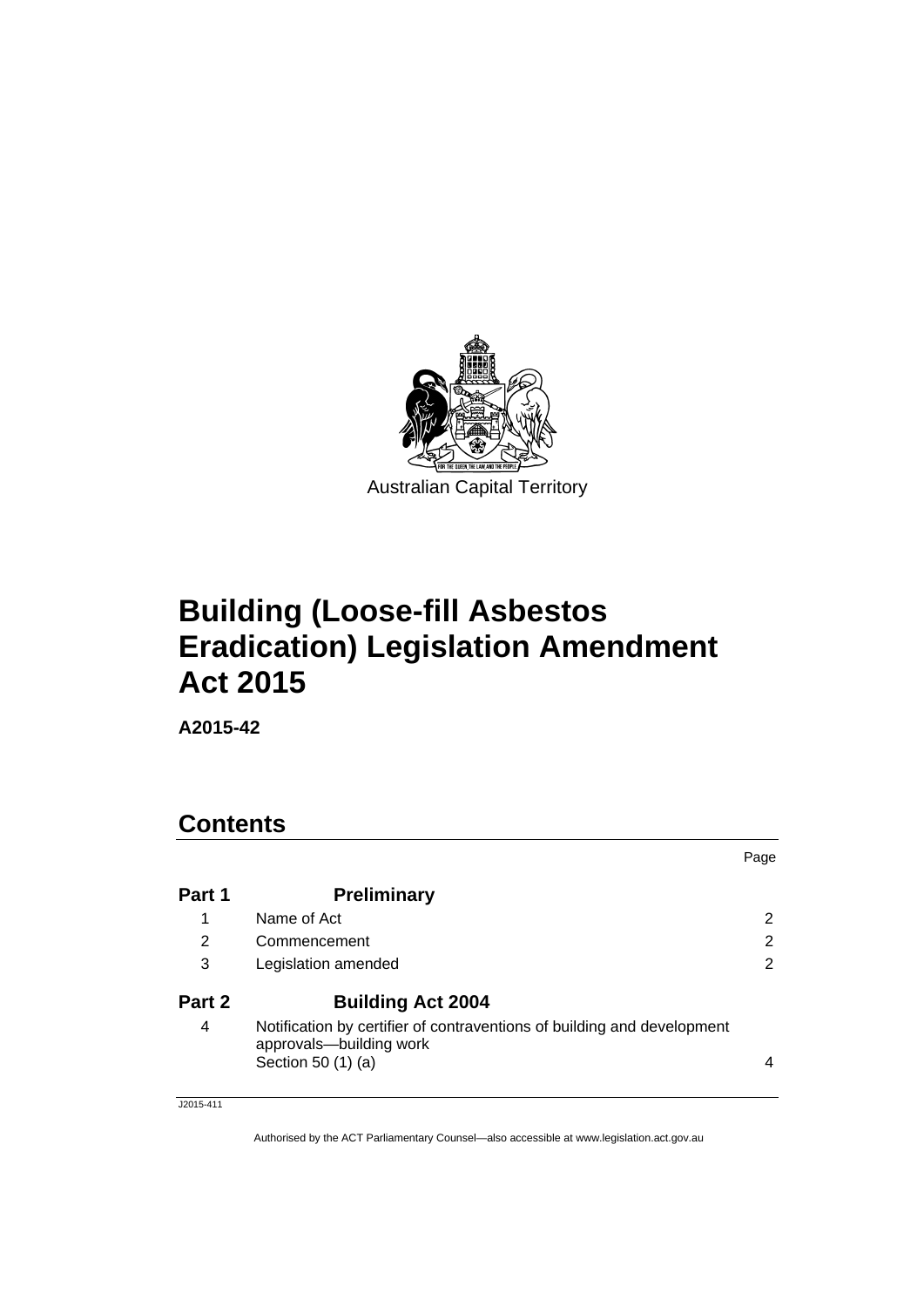Australian Capital Territory

# Building (Loose-fill Asbestos Eradication) Legislation Amendment Act 2015

**A2015-42**

## Contents

| | | Page |
|---|---|---|
| **Part 1** | **Preliminary** | |
| 1 | Name of Act | 2 |
| 2 | Commencement | 2 |
| 3 | Legislation amended | 2 |
| **Part 2** | **Building Act 2004** | |
| 4 | Notification by certifier of contraventions of building and development approvals—building work<br>Section 50 (1) (a) | 4 |

J2015-411

Authorised by the ACT Parliamentary Counsel—also accessible at www.legislation.act.gov.au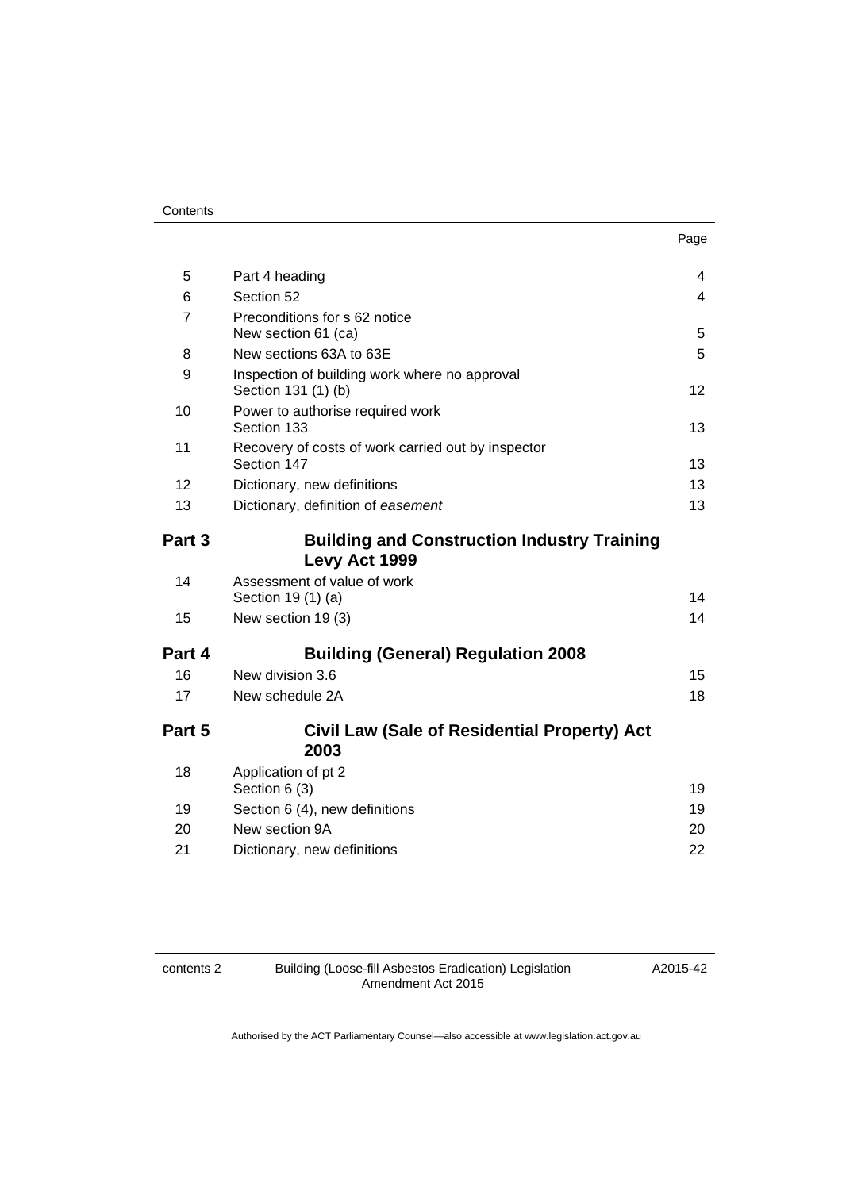| | | Page |
|---|---|---|
| 5 | Part 4 heading | 4 |
| 6 | Section 52 | 4 |
| 7 | Preconditions for s 62 notice<br>New section 61 (ca) | 5 |
| 8 | New sections 63A to 63E | 5 |
| 9 | Inspection of building work where no approval<br>Section 131 (1) (b) | 12 |
| 10 | Power to authorise required work<br>Section 133 | 13 |
| 11 | Recovery of costs of work carried out by inspector<br>Section 147 | 13 |
| 12 | Dictionary, new definitions | 13 |
| 13 | Dictionary, definition of *easement* | 13 |

## Part 3 Building and Construction Industry Training Levy Act 1999

| | | |
|---|---|---|
| 14 | Assessment of value of work<br>Section 19 (1) (a) | 14 |
| 15 | New section 19 (3) | 14 |

## Part 4 Building (General) Regulation 2008

| | | |
|---|---|---|
| 16 | New division 3.6 | 15 |
| 17 | New schedule 2A | 18 |

## Part 5 Civil Law (Sale of Residential Property) Act 2003

| | | |
|---|---|---|
| 18 | Application of pt 2<br>Section 6 (3) | 19 |
| 19 | Section 6 (4), new definitions | 19 |
| 20 | New section 9A | 20 |
| 21 | Dictionary, new definitions | 22 |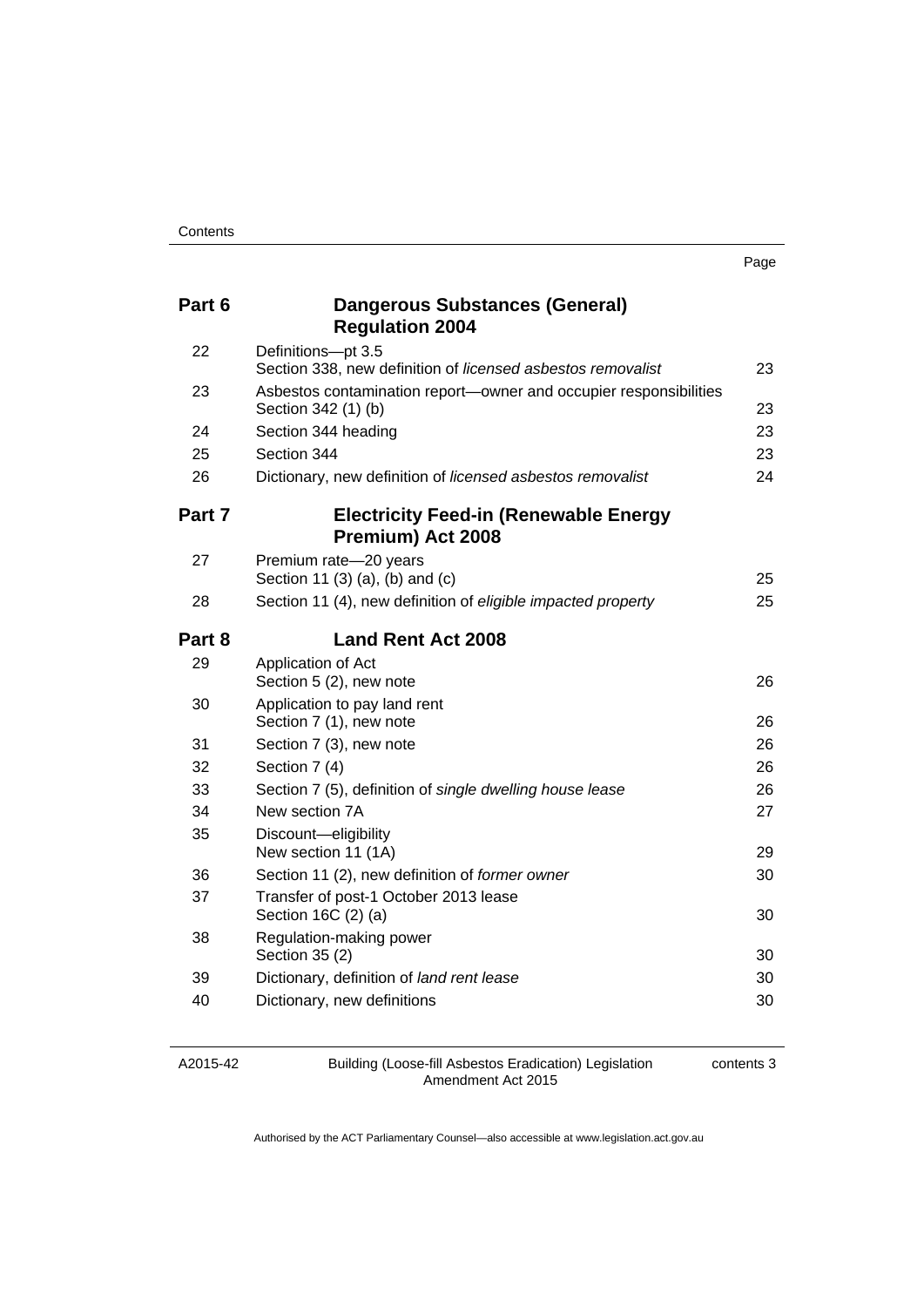| | | Page |
|---|---|---|
| **Part 6** | **Dangerous Substances (General) Regulation 2004** | |
| 22 | Definitions—pt 3.5<br>Section 338, new definition of *licensed asbestos removalist* | 23 |
| 23 | Asbestos contamination report—owner and occupier responsibilities<br>Section 342 (1) (b) | 23 |
| 24 | Section 344 heading | 23 |
| 25 | Section 344 | 23 |
| 26 | Dictionary, new definition of *licensed asbestos removalist* | 24 |
| **Part 7** | **Electricity Feed-in (Renewable Energy Premium) Act 2008** | |
| 27 | Premium rate—20 years<br>Section 11 (3) (a), (b) and (c) | 25 |
| 28 | Section 11 (4), new definition of *eligible impacted property* | 25 |
| **Part 8** | **Land Rent Act 2008** | |
| 29 | Application of Act<br>Section 5 (2), new note | 26 |
| 30 | Application to pay land rent<br>Section 7 (1), new note | 26 |
| 31 | Section 7 (3), new note | 26 |
| 32 | Section 7 (4) | 26 |
| 33 | Section 7 (5), definition of *single dwelling house lease* | 26 |
| 34 | New section 7A | 27 |
| 35 | Discount—eligibility<br>New section 11 (1A) | 29 |
| 36 | Section 11 (2), new definition of *former owner* | 30 |
| 37 | Transfer of post-1 October 2013 lease<br>Section 16C (2) (a) | 30 |
| 38 | Regulation-making power<br>Section 35 (2) | 30 |
| 39 | Dictionary, definition of *land rent lease* | 30 |
| 40 | Dictionary, new definitions | 30 |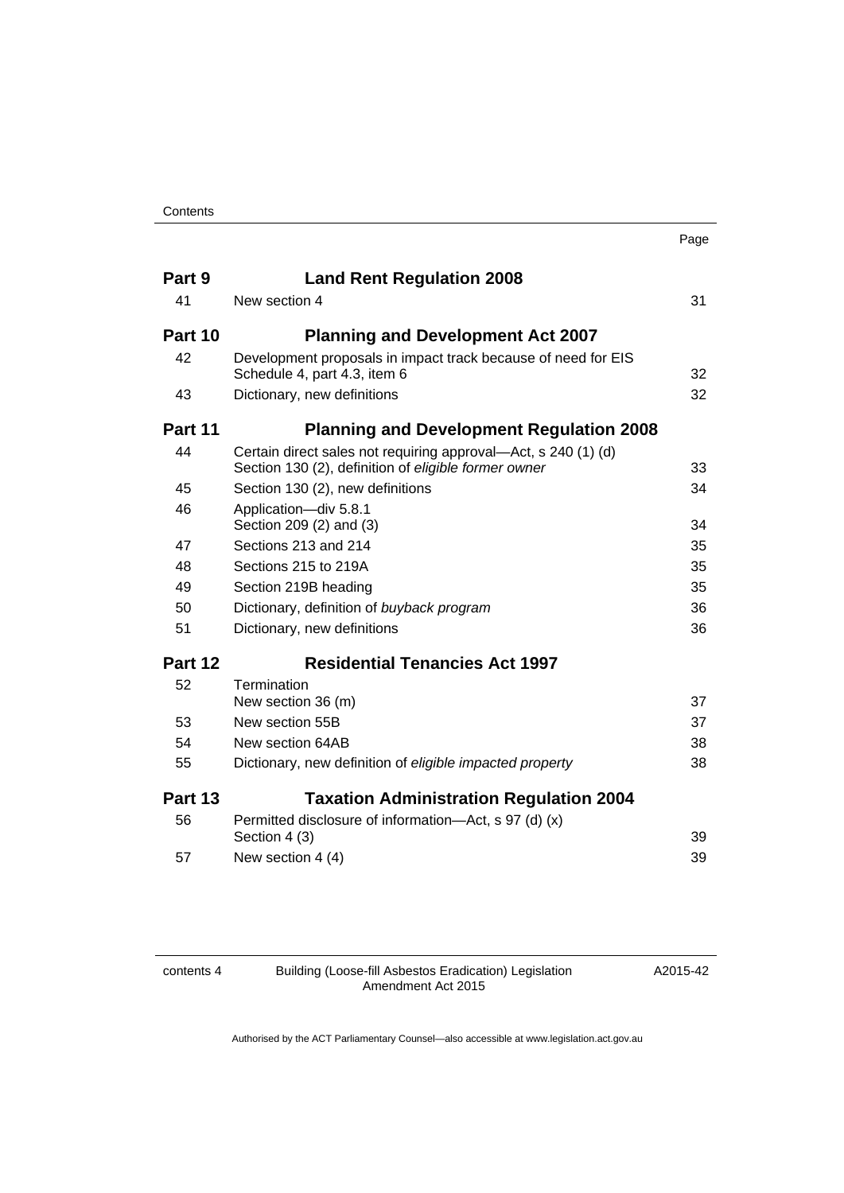| | | Page |
|---|---|---|
| **Part 9** | **Land Rent Regulation 2008** | |
| 41 | New section 4 | 31 |
| **Part 10** | **Planning and Development Act 2007** | |
| 42 | Development proposals in impact track because of need for EIS Schedule 4, part 4.3, item 6 | 32 |
| 43 | Dictionary, new definitions | 32 |
| **Part 11** | **Planning and Development Regulation 2008** | |
| 44 | Certain direct sales not requiring approval—Act, s 240 (1) (d) Section 130 (2), definition of *eligible former owner* | 33 |
| 45 | Section 130 (2), new definitions | 34 |
| 46 | Application—div 5.8.1 Section 209 (2) and (3) | 34 |
| 47 | Sections 213 and 214 | 35 |
| 48 | Sections 215 to 219A | 35 |
| 49 | Section 219B heading | 35 |
| 50 | Dictionary, definition of *buyback program* | 36 |
| 51 | Dictionary, new definitions | 36 |
| **Part 12** | **Residential Tenancies Act 1997** | |
| 52 | Termination New section 36 (m) | 37 |
| 53 | New section 55B | 37 |
| 54 | New section 64AB | 38 |
| 55 | Dictionary, new definition of *eligible impacted property* | 38 |
| **Part 13** | **Taxation Administration Regulation 2004** | |
| 56 | Permitted disclosure of information—Act, s 97 (d) (x) Section 4 (3) | 39 |
| 57 | New section 4 (4) | 39 |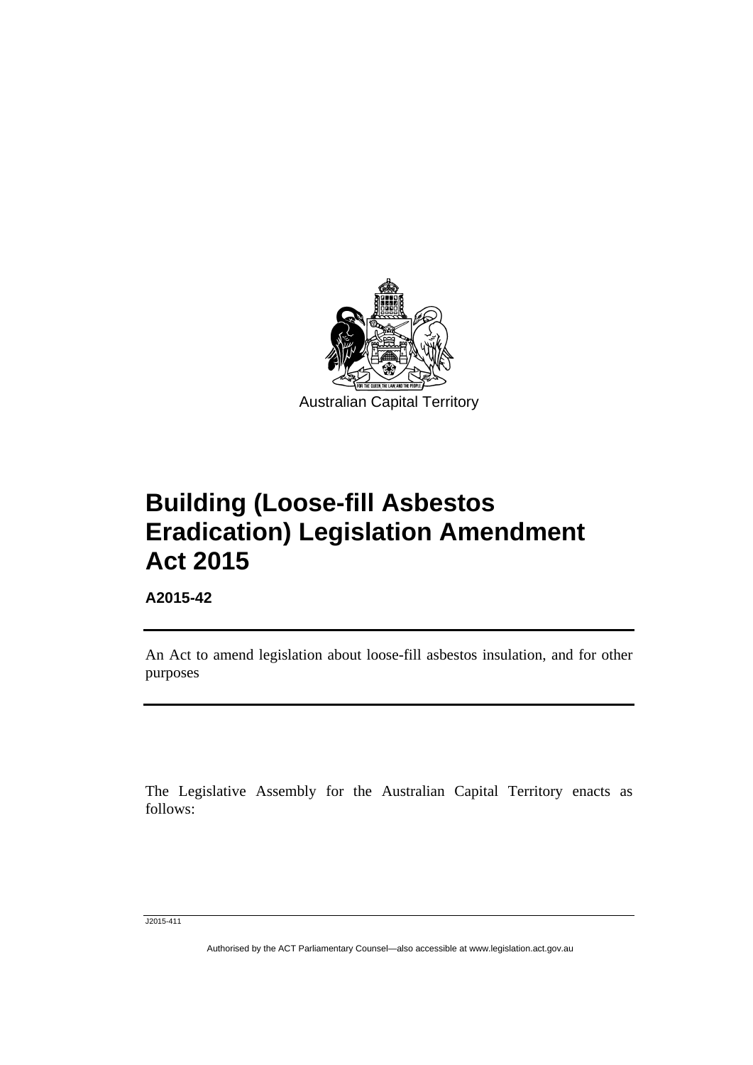Australian Capital Territory

# Building (Loose-fill Asbestos Eradication) Legislation Amendment Act 2015

**A2015-42**

An Act to amend legislation about loose-fill asbestos insulation, and for other purposes

The Legislative Assembly for the Australian Capital Territory enacts as follows:

J2015-411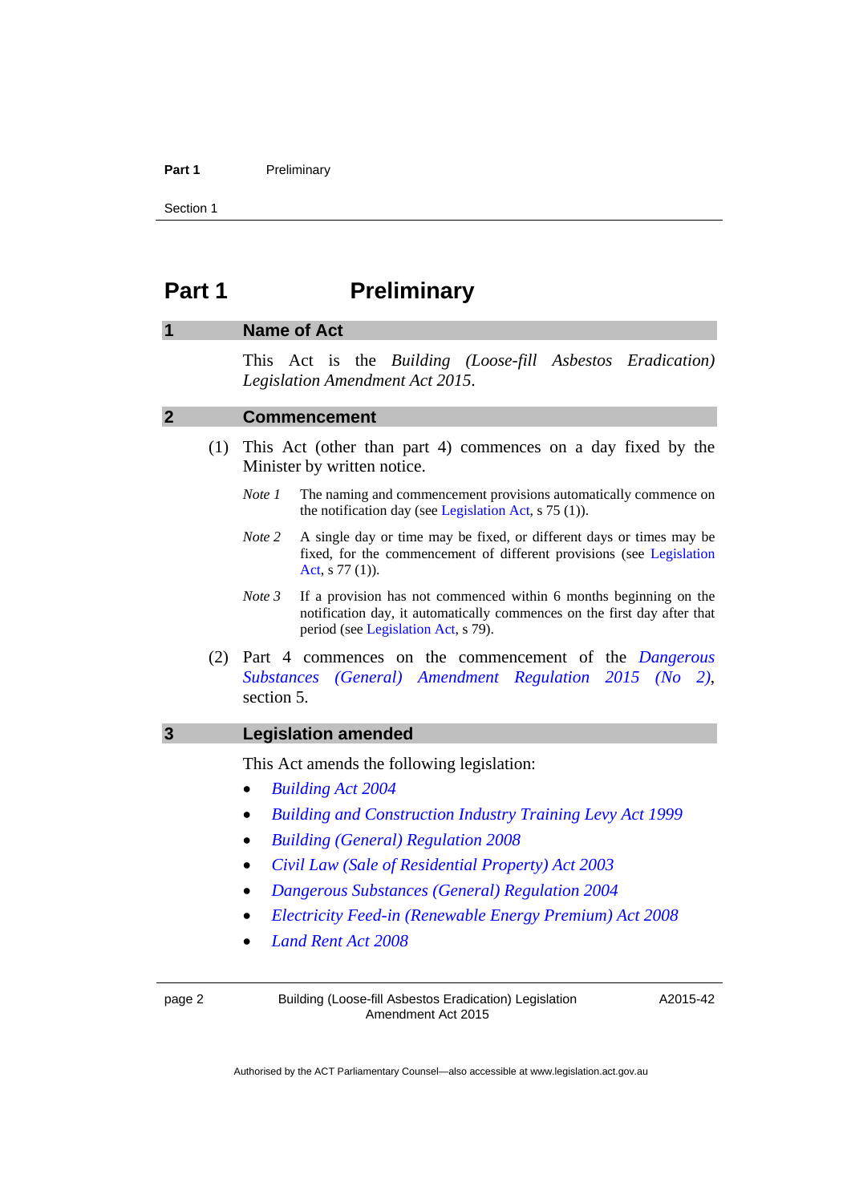# Part 1 Preliminary

## 1 Name of Act

This Act is the *Building (Loose-fill Asbestos Eradication) Legislation Amendment Act 2015*.

## 2 Commencement

(1) This Act (other than part 4) commences on a day fixed by the Minister by written notice.

*Note 1* The naming and commencement provisions automatically commence on the notification day (see Legislation Act, s 75 (1)).

*Note 2* A single day or time may be fixed, or different days or times may be fixed, for the commencement of different provisions (see Legislation Act, s 77 (1)).

*Note 3* If a provision has not commenced within 6 months beginning on the notification day, it automatically commences on the first day after that period (see Legislation Act, s 79).

(2) Part 4 commences on the commencement of the *Dangerous Substances (General) Amendment Regulation 2015 (No 2)*, section 5.

## 3 Legislation amended

This Act amends the following legislation:

- *Building Act 2004*
- *Building and Construction Industry Training Levy Act 1999*
- *Building (General) Regulation 2008*
- *Civil Law (Sale of Residential Property) Act 2003*
- *Dangerous Substances (General) Regulation 2004*
- *Electricity Feed-in (Renewable Energy Premium) Act 2008*
- *Land Rent Act 2008*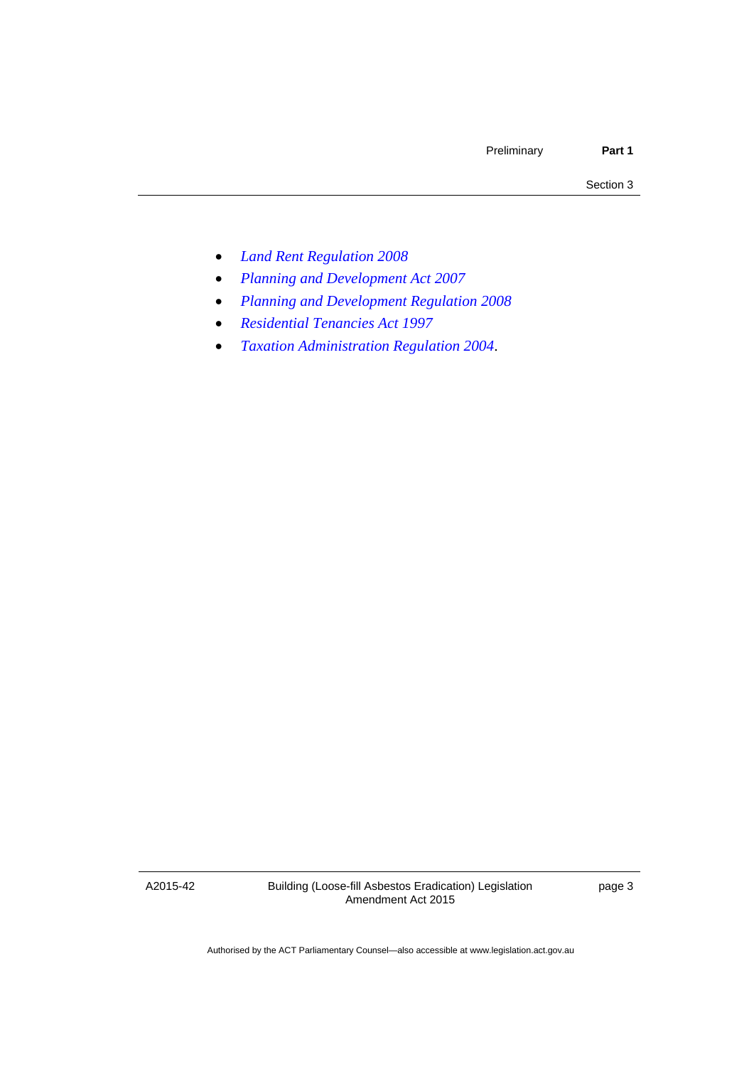- *Land Rent Regulation 2008*
- *Planning and Development Act 2007*
- *Planning and Development Regulation 2008*
- *Residential Tenancies Act 1997*
- *Taxation Administration Regulation 2004*.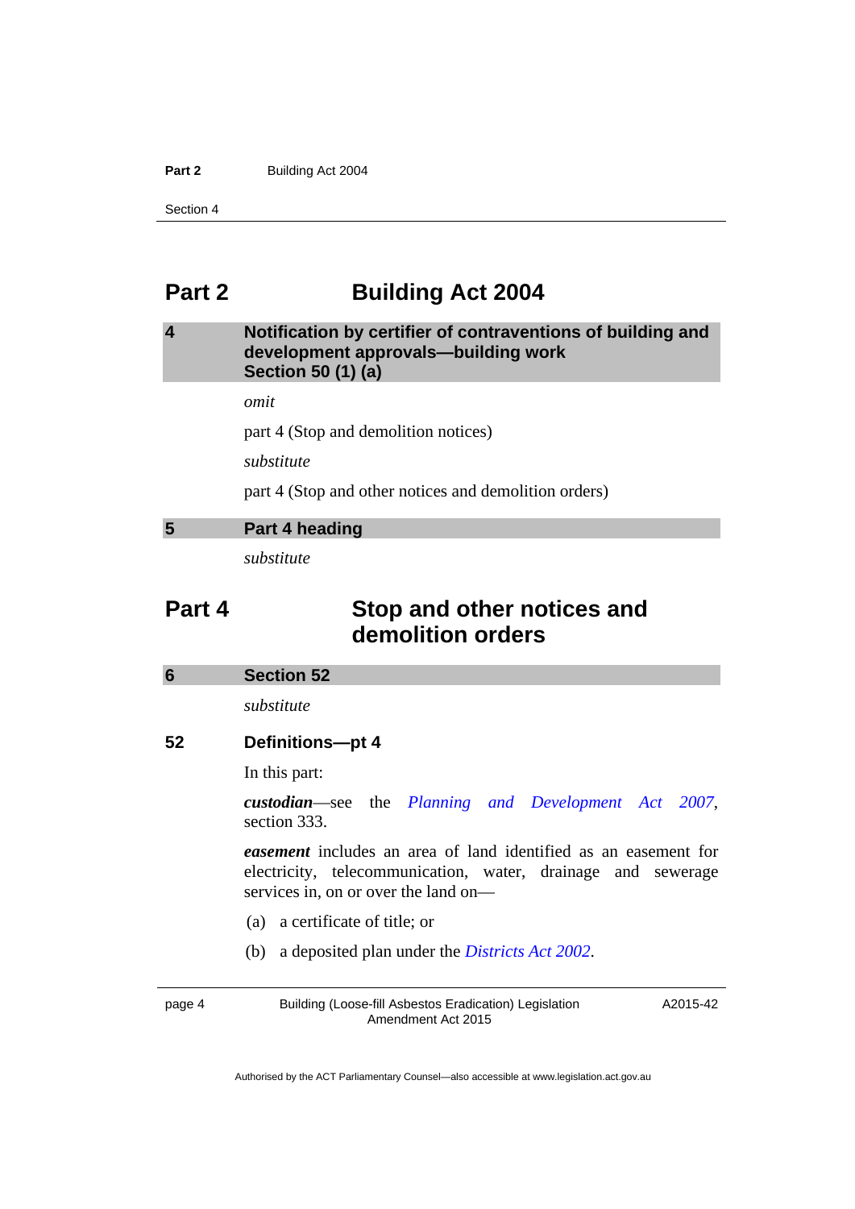# Part 2 Building Act 2004

## 4 Notification by certifier of contraventions of building and development approvals—building work Section 50 (1) (a)

*omit*

part 4 (Stop and demolition notices)

*substitute*

part 4 (Stop and other notices and demolition orders)

## 5 Part 4 heading

*substitute*

# Part 4 Stop and other notices and demolition orders

## 6 Section 52

*substitute*

### 52 Definitions—pt 4

In this part:

***custodian***—see the *Planning and Development Act 2007*, section 333.

***easement*** includes an area of land identified as an easement for electricity, telecommunication, water, drainage and sewerage services in, on or over the land on—

(a) a certificate of title; or

(b) a deposited plan under the *Districts Act 2002*.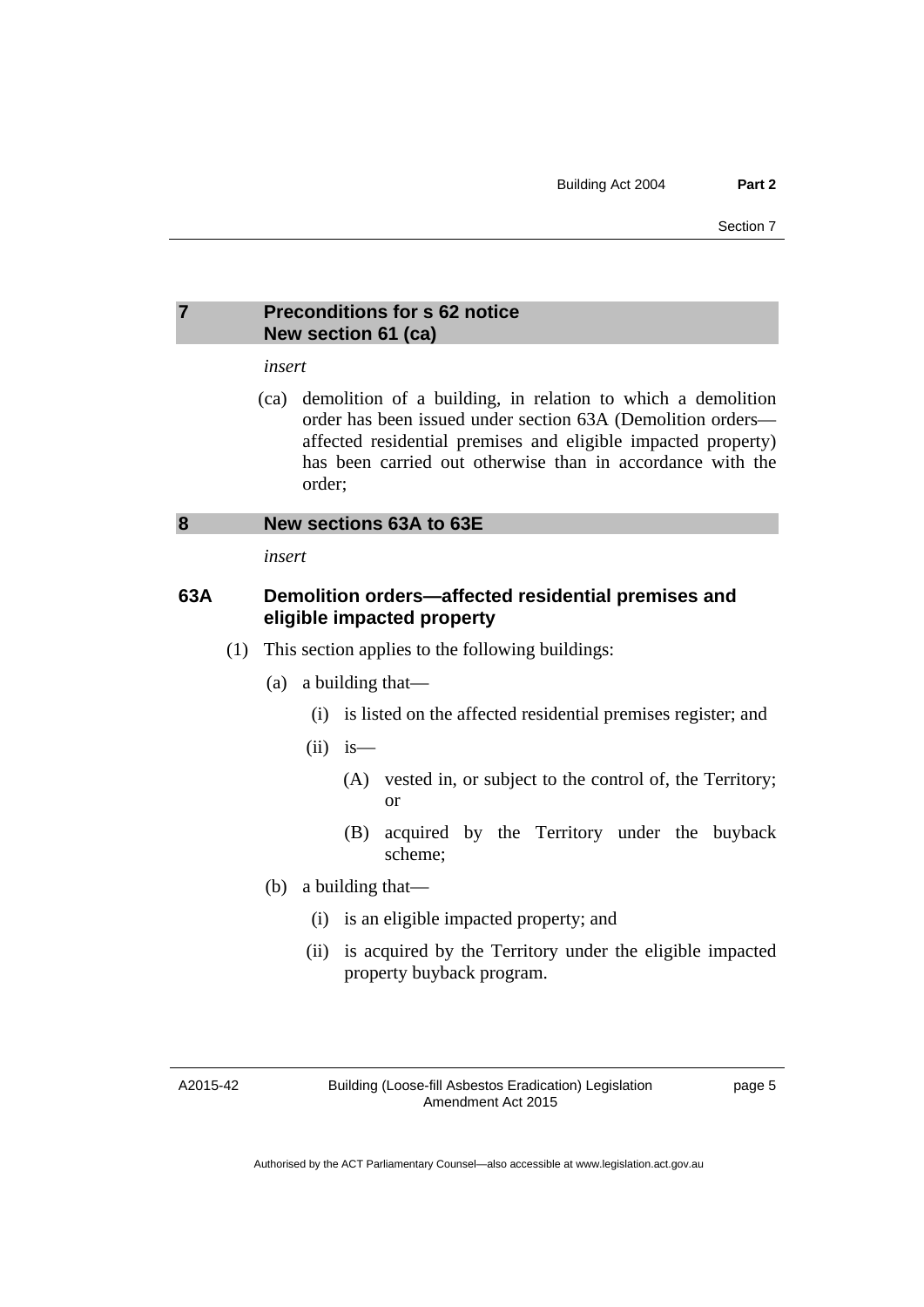## 7 Preconditions for s 62 notice New section 61 (ca)

*insert*

(ca) demolition of a building, in relation to which a demolition order has been issued under section 63A (Demolition orders—affected residential premises and eligible impacted property) has been carried out otherwise than in accordance with the order;

## 8 New sections 63A to 63E

*insert*

### 63A Demolition orders—affected residential premises and eligible impacted property

(1) This section applies to the following buildings:

- (a) a building that—
  - (i) is listed on the affected residential premises register; and
  - (ii) is—
    - (A) vested in, or subject to the control of, the Territory; or
    - (B) acquired by the Territory under the buyback scheme;
- (b) a building that—
  - (i) is an eligible impacted property; and
  - (ii) is acquired by the Territory under the eligible impacted property buyback program.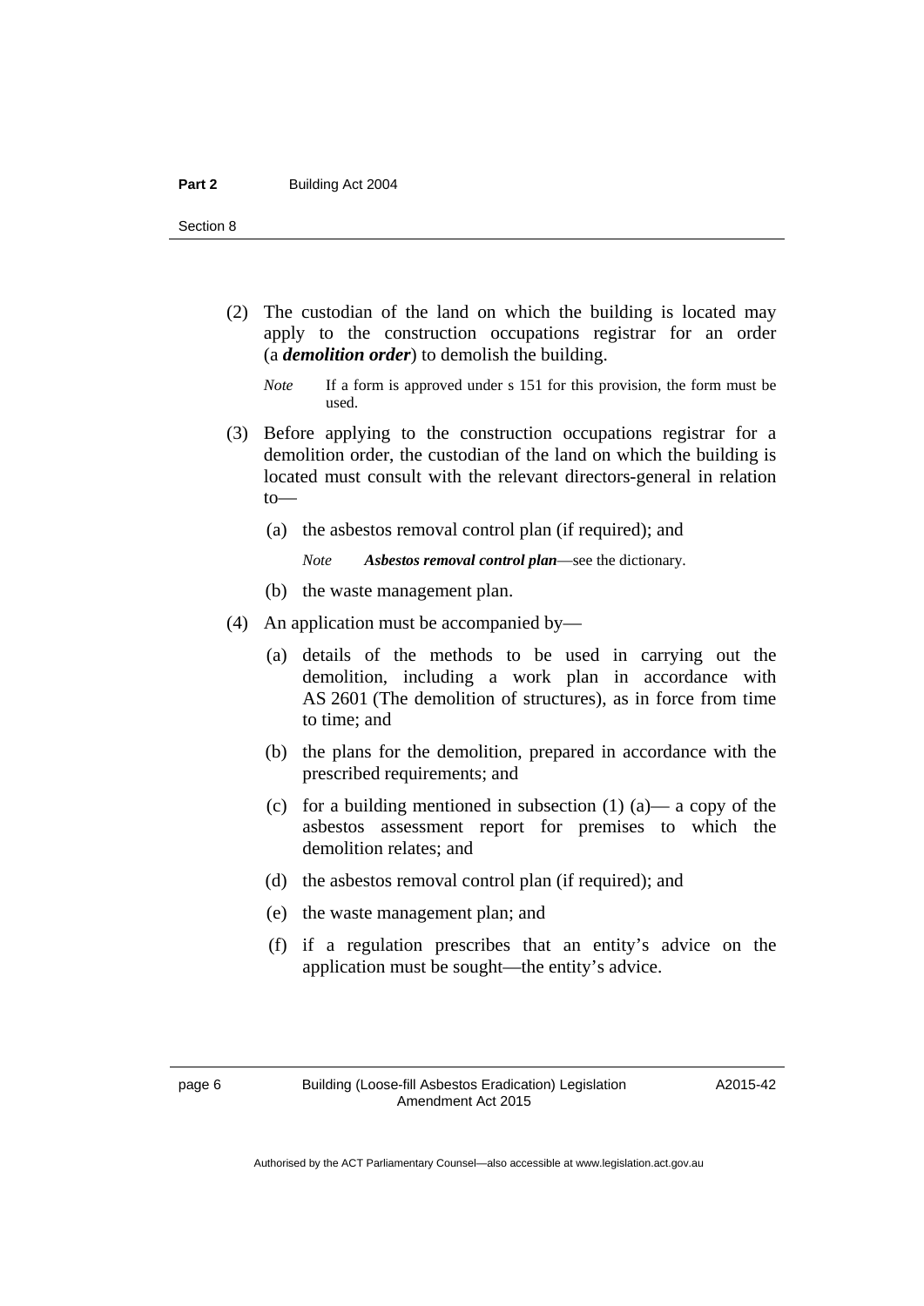(2) The custodian of the land on which the building is located may apply to the construction occupations registrar for an order (a ***demolition order***) to demolish the building.

*Note* If a form is approved under s 151 for this provision, the form must be used.

(3) Before applying to the construction occupations registrar for a demolition order, the custodian of the land on which the building is located must consult with the relevant directors-general in relation to—

(a) the asbestos removal control plan (if required); and

*Note* ***Asbestos removal control plan***—see the dictionary.

(b) the waste management plan.

(4) An application must be accompanied by—

(a) details of the methods to be used in carrying out the demolition, including a work plan in accordance with AS 2601 (The demolition of structures), as in force from time to time; and

(b) the plans for the demolition, prepared in accordance with the prescribed requirements; and

(c) for a building mentioned in subsection (1) (a)— a copy of the asbestos assessment report for premises to which the demolition relates; and

(d) the asbestos removal control plan (if required); and

(e) the waste management plan; and

(f) if a regulation prescribes that an entity's advice on the application must be sought—the entity's advice.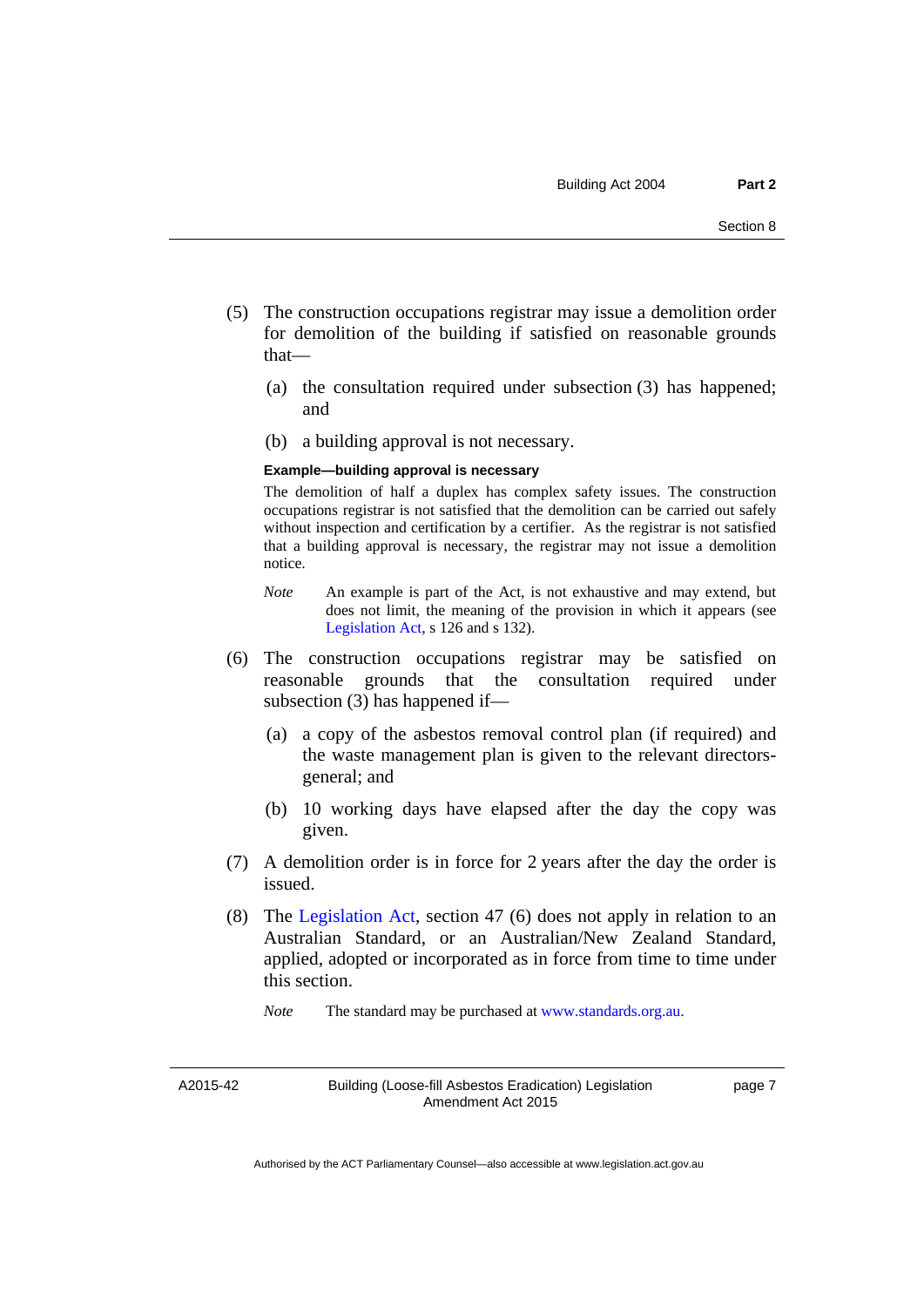(5) The construction occupations registrar may issue a demolition order for demolition of the building if satisfied on reasonable grounds that—

   (a) the consultation required under subsection (3) has happened; and

   (b) a building approval is not necessary.

**Example—building approval is necessary**

The demolition of half a duplex has complex safety issues. The construction occupations registrar is not satisfied that the demolition can be carried out safely without inspection and certification by a certifier. As the registrar is not satisfied that a building approval is necessary, the registrar may not issue a demolition notice.

*Note* An example is part of the Act, is not exhaustive and may extend, but does not limit, the meaning of the provision in which it appears (see Legislation Act, s 126 and s 132).

(6) The construction occupations registrar may be satisfied on reasonable grounds that the consultation required under subsection (3) has happened if—

   (a) a copy of the asbestos removal control plan (if required) and the waste management plan is given to the relevant directors-general; and

   (b) 10 working days have elapsed after the day the copy was given.

(7) A demolition order is in force for 2 years after the day the order is issued.

(8) The Legislation Act, section 47 (6) does not apply in relation to an Australian Standard, or an Australian/New Zealand Standard, applied, adopted or incorporated as in force from time to time under this section.

*Note* The standard may be purchased at www.standards.org.au.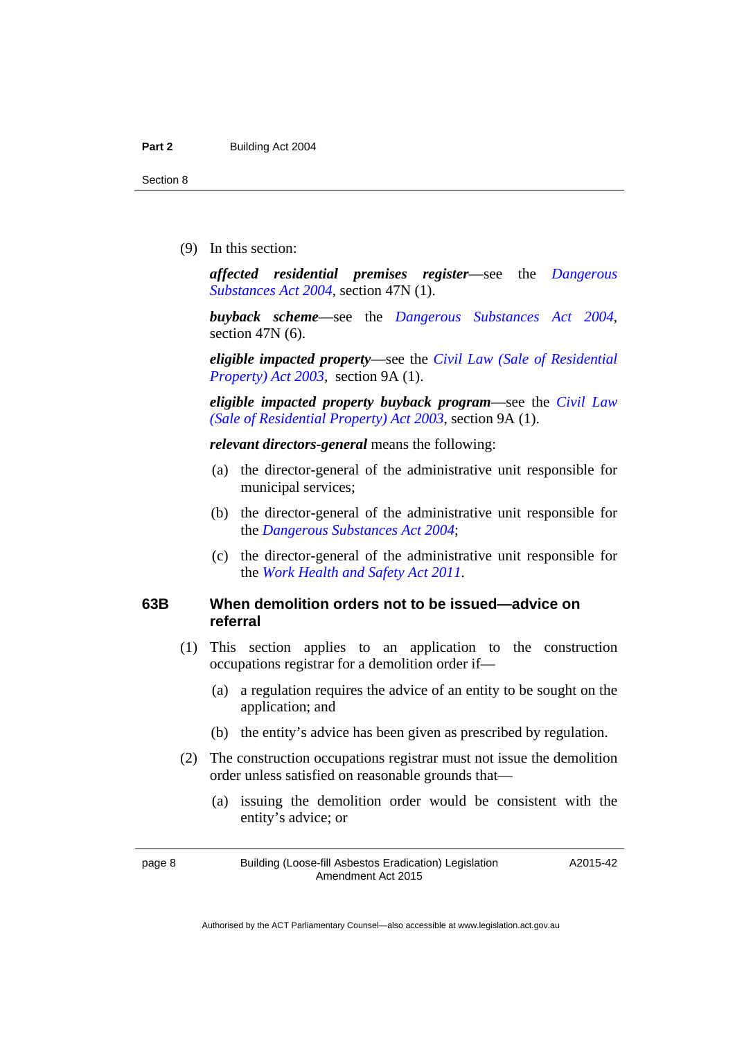(9) In this section:

***affected residential premises register***—see the *Dangerous Substances Act 2004*, section 47N (1).

***buyback scheme***—see the *Dangerous Substances Act 2004*, section 47N (6).

***eligible impacted property***—see the *Civil Law (Sale of Residential Property) Act 2003*, section 9A (1).

***eligible impacted property buyback program***—see the *Civil Law (Sale of Residential Property) Act 2003*, section 9A (1).

***relevant directors-general*** means the following:

(a) the director-general of the administrative unit responsible for municipal services;

(b) the director-general of the administrative unit responsible for the *Dangerous Substances Act 2004*;

(c) the director-general of the administrative unit responsible for the *Work Health and Safety Act 2011*.

### 63B When demolition orders not to be issued—advice on referral

(1) This section applies to an application to the construction occupations registrar for a demolition order if—

(a) a regulation requires the advice of an entity to be sought on the application; and

(b) the entity's advice has been given as prescribed by regulation.

(2) The construction occupations registrar must not issue the demolition order unless satisfied on reasonable grounds that—

(a) issuing the demolition order would be consistent with the entity's advice; or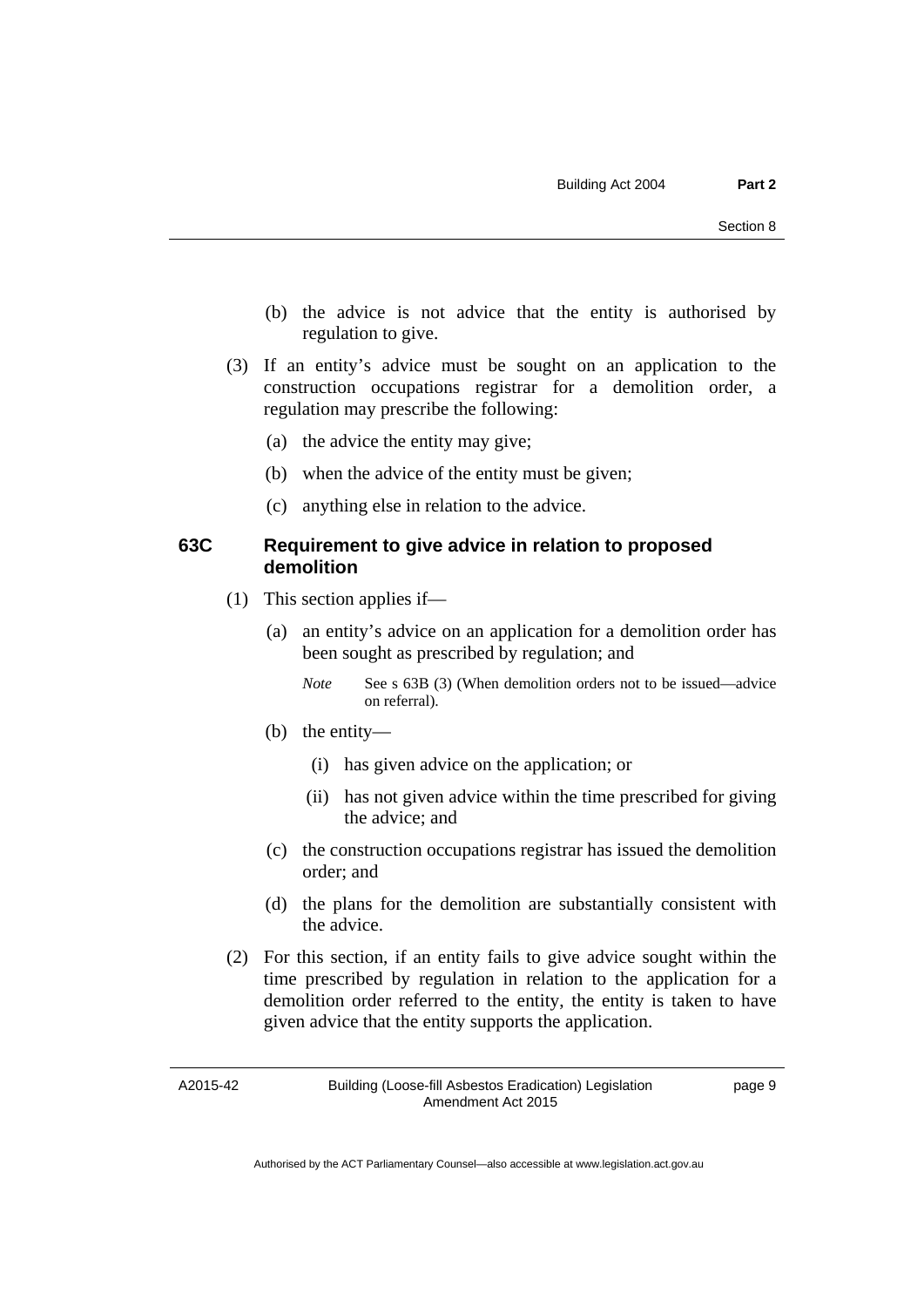(b) the advice is not advice that the entity is authorised by regulation to give.

(3) If an entity's advice must be sought on an application to the construction occupations registrar for a demolition order, a regulation may prescribe the following:

(a) the advice the entity may give;

(b) when the advice of the entity must be given;

(c) anything else in relation to the advice.

### 63C Requirement to give advice in relation to proposed demolition

(1) This section applies if—

(a) an entity's advice on an application for a demolition order has been sought as prescribed by regulation; and

*Note* See s 63B (3) (When demolition orders not to be issued—advice on referral).

(b) the entity—

(i) has given advice on the application; or

(ii) has not given advice within the time prescribed for giving the advice; and

(c) the construction occupations registrar has issued the demolition order; and

(d) the plans for the demolition are substantially consistent with the advice.

(2) For this section, if an entity fails to give advice sought within the time prescribed by regulation in relation to the application for a demolition order referred to the entity, the entity is taken to have given advice that the entity supports the application.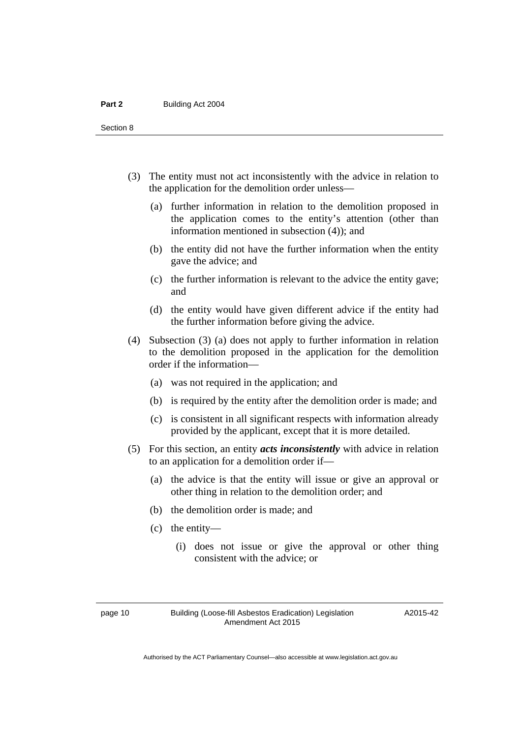(3) The entity must not act inconsistently with the advice in relation to the application for the demolition order unless—

(a) further information in relation to the demolition proposed in the application comes to the entity's attention (other than information mentioned in subsection (4)); and

(b) the entity did not have the further information when the entity gave the advice; and

(c) the further information is relevant to the advice the entity gave; and

(d) the entity would have given different advice if the entity had the further information before giving the advice.

(4) Subsection (3) (a) does not apply to further information in relation to the demolition proposed in the application for the demolition order if the information—

(a) was not required in the application; and

(b) is required by the entity after the demolition order is made; and

(c) is consistent in all significant respects with information already provided by the applicant, except that it is more detailed.

(5) For this section, an entity ***acts inconsistently*** with advice in relation to an application for a demolition order if—

(a) the advice is that the entity will issue or give an approval or other thing in relation to the demolition order; and

(b) the demolition order is made; and

(c) the entity—

(i) does not issue or give the approval or other thing consistent with the advice; or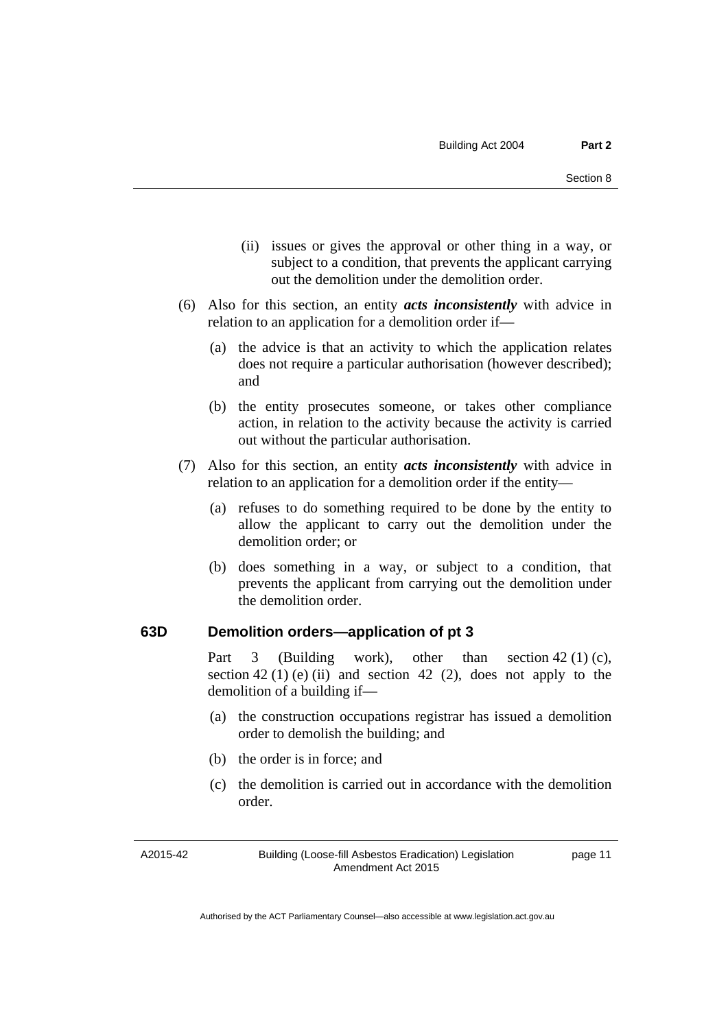(ii) issues or gives the approval or other thing in a way, or subject to a condition, that prevents the applicant carrying out the demolition under the demolition order.

(6) Also for this section, an entity ***acts inconsistently*** with advice in relation to an application for a demolition order if—

(a) the advice is that an activity to which the application relates does not require a particular authorisation (however described); and

(b) the entity prosecutes someone, or takes other compliance action, in relation to the activity because the activity is carried out without the particular authorisation.

(7) Also for this section, an entity ***acts inconsistently*** with advice in relation to an application for a demolition order if the entity—

(a) refuses to do something required to be done by the entity to allow the applicant to carry out the demolition under the demolition order; or

(b) does something in a way, or subject to a condition, that prevents the applicant from carrying out the demolition under the demolition order.

### 63D Demolition orders—application of pt 3

Part 3 (Building work), other than section 42 (1) (c), section 42 (1) (e) (ii) and section 42 (2), does not apply to the demolition of a building if—

(a) the construction occupations registrar has issued a demolition order to demolish the building; and

(b) the order is in force; and

(c) the demolition is carried out in accordance with the demolition order.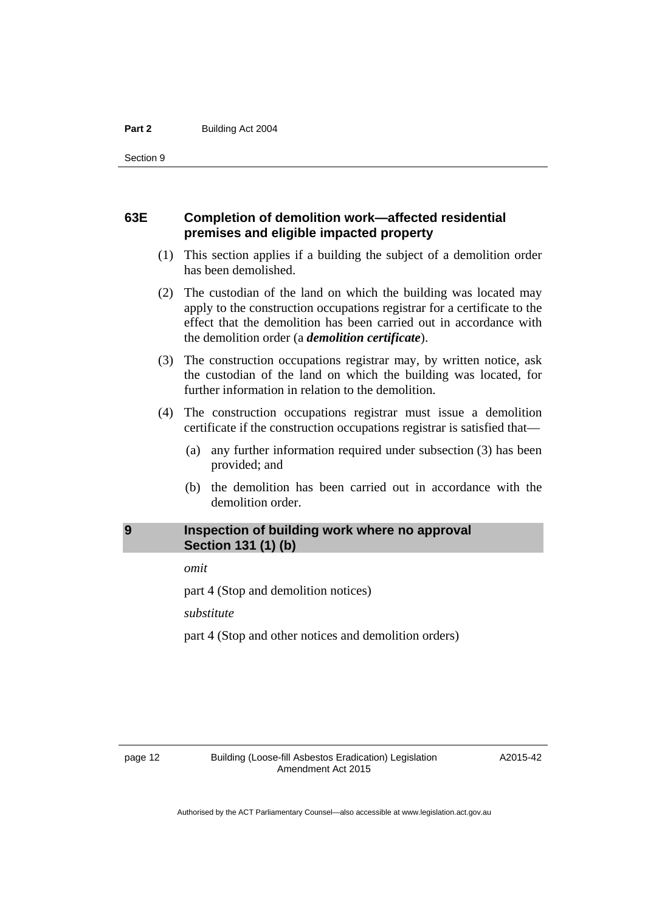### 63E Completion of demolition work—affected residential premises and eligible impacted property

(1) This section applies if a building the subject of a demolition order has been demolished.

(2) The custodian of the land on which the building was located may apply to the construction occupations registrar for a certificate to the effect that the demolition has been carried out in accordance with the demolition order (a ***demolition certificate***).

(3) The construction occupations registrar may, by written notice, ask the custodian of the land on which the building was located, for further information in relation to the demolition.

(4) The construction occupations registrar must issue a demolition certificate if the construction occupations registrar is satisfied that—

(a) any further information required under subsection (3) has been provided; and

(b) the demolition has been carried out in accordance with the demolition order.

## 9 Inspection of building work where no approval Section 131 (1) (b)

*omit*

part 4 (Stop and demolition notices)

*substitute*

part 4 (Stop and other notices and demolition orders)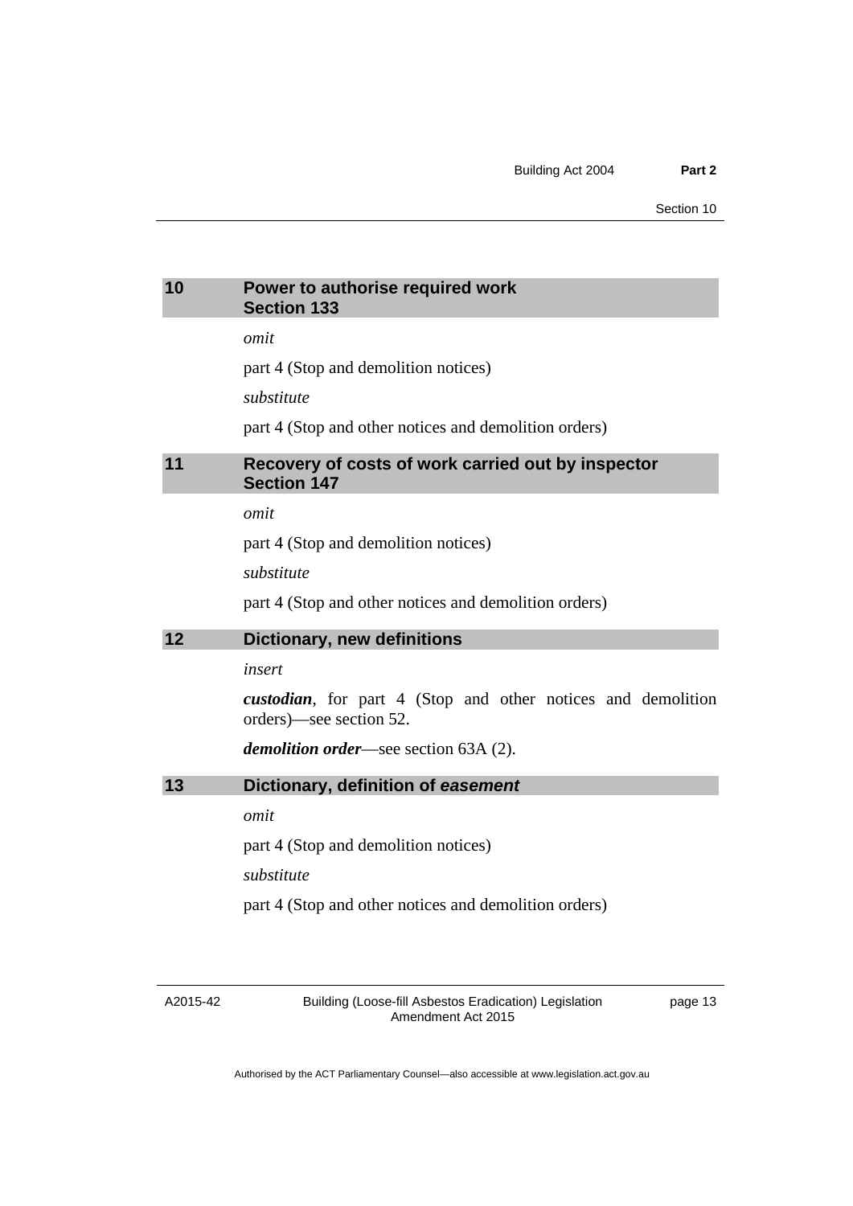## 10 Power to authorise required work
### Section 133

*omit*

part 4 (Stop and demolition notices)

*substitute*

part 4 (Stop and other notices and demolition orders)

## 11 Recovery of costs of work carried out by inspector
### Section 147

*omit*

part 4 (Stop and demolition notices)

*substitute*

part 4 (Stop and other notices and demolition orders)

## 12 Dictionary, new definitions

*insert*

***custodian***, for part 4 (Stop and other notices and demolition orders)—see section 52.

***demolition order***—see section 63A (2).

## 13 Dictionary, definition of *easement*

*omit*

part 4 (Stop and demolition notices)

*substitute*

part 4 (Stop and other notices and demolition orders)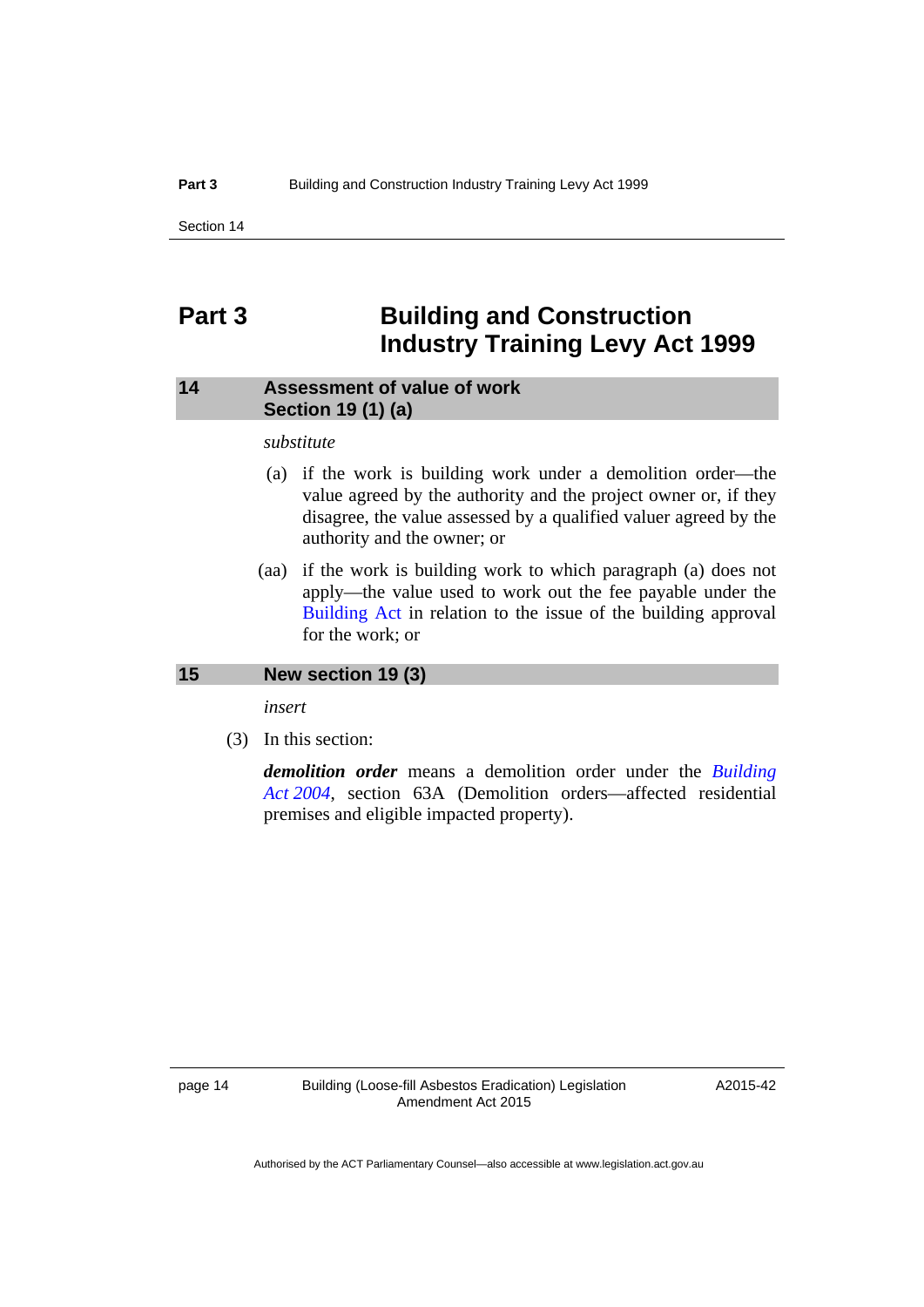# Part 3 Building and Construction Industry Training Levy Act 1999

## 14 Assessment of value of work Section 19 (1) (a)

*substitute*

(a) if the work is building work under a demolition order—the value agreed by the authority and the project owner or, if they disagree, the value assessed by a qualified valuer agreed by the authority and the owner; or

(aa) if the work is building work to which paragraph (a) does not apply—the value used to work out the fee payable under the Building Act in relation to the issue of the building approval for the work; or

## 15 New section 19 (3)

*insert*

(3) In this section:

***demolition order*** means a demolition order under the *Building Act 2004*, section 63A (Demolition orders—affected residential premises and eligible impacted property).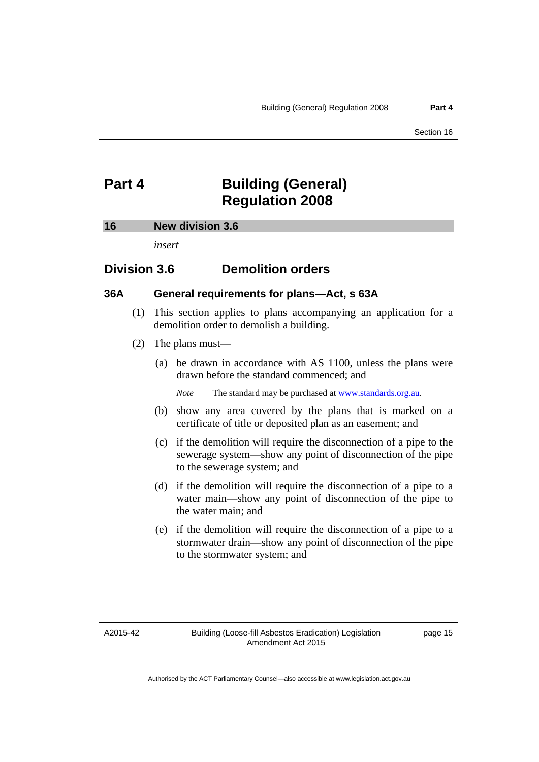# Part 4 Building (General) Regulation 2008

## 16 New division 3.6

*insert*

## Division 3.6 Demolition orders

### 36A General requirements for plans—Act, s 63A

(1) This section applies to plans accompanying an application for a demolition order to demolish a building.

(2) The plans must—

(a) be drawn in accordance with AS 1100, unless the plans were drawn before the standard commenced; and

*Note* The standard may be purchased at www.standards.org.au.

(b) show any area covered by the plans that is marked on a certificate of title or deposited plan as an easement; and

(c) if the demolition will require the disconnection of a pipe to the sewerage system—show any point of disconnection of the pipe to the sewerage system; and

(d) if the demolition will require the disconnection of a pipe to a water main—show any point of disconnection of the pipe to the water main; and

(e) if the demolition will require the disconnection of a pipe to a stormwater drain—show any point of disconnection of the pipe to the stormwater system; and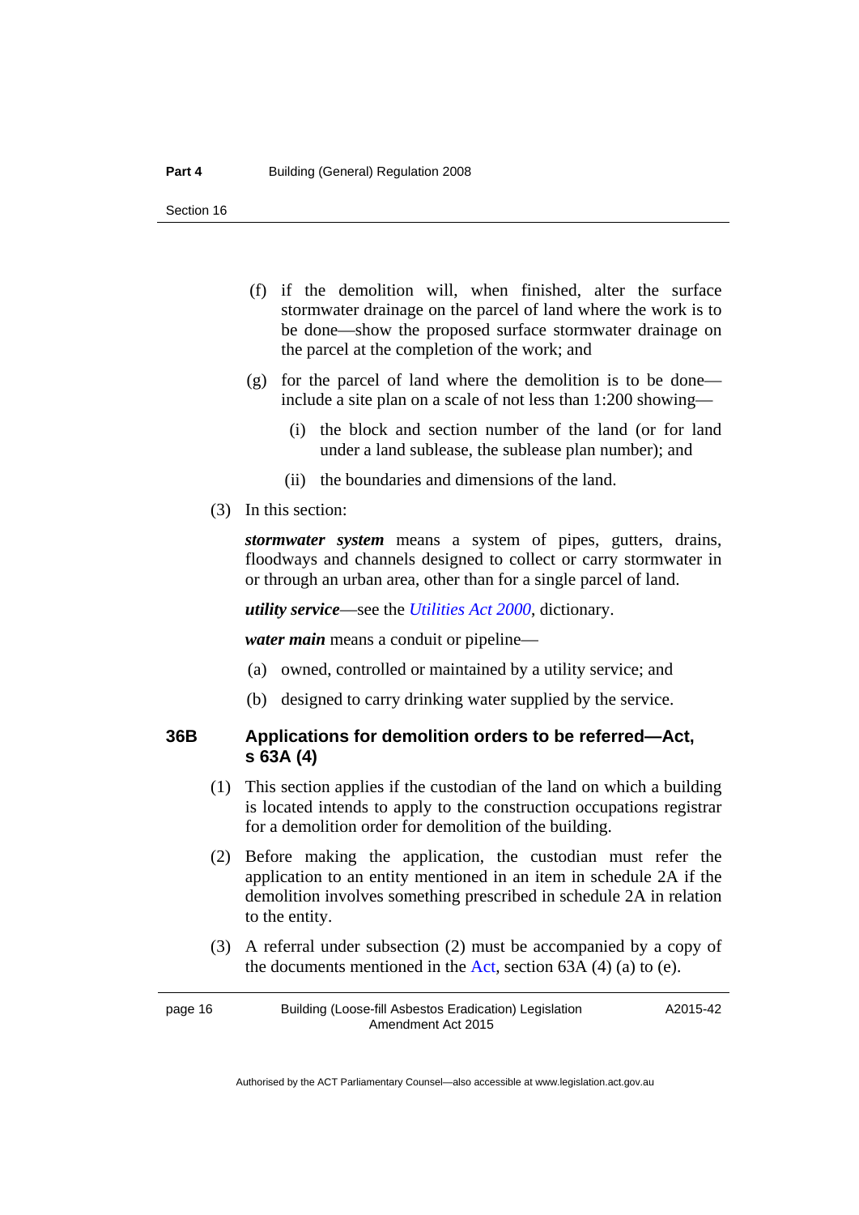(f) if the demolition will, when finished, alter the surface stormwater drainage on the parcel of land where the work is to be done—show the proposed surface stormwater drainage on the parcel at the completion of the work; and

(g) for the parcel of land where the demolition is to be done—include a site plan on a scale of not less than 1:200 showing—

(i) the block and section number of the land (or for land under a land sublease, the sublease plan number); and

(ii) the boundaries and dimensions of the land.

(3) In this section:

***stormwater system*** means a system of pipes, gutters, drains, floodways and channels designed to collect or carry stormwater in or through an urban area, other than for a single parcel of land.

***utility service***—see the *Utilities Act 2000*, dictionary.

***water main*** means a conduit or pipeline—

(a) owned, controlled or maintained by a utility service; and

(b) designed to carry drinking water supplied by the service.

### 36B Applications for demolition orders to be referred—Act, s 63A (4)

(1) This section applies if the custodian of the land on which a building is located intends to apply to the construction occupations registrar for a demolition order for demolition of the building.

(2) Before making the application, the custodian must refer the application to an entity mentioned in an item in schedule 2A if the demolition involves something prescribed in schedule 2A in relation to the entity.

(3) A referral under subsection (2) must be accompanied by a copy of the documents mentioned in the Act, section 63A (4) (a) to (e).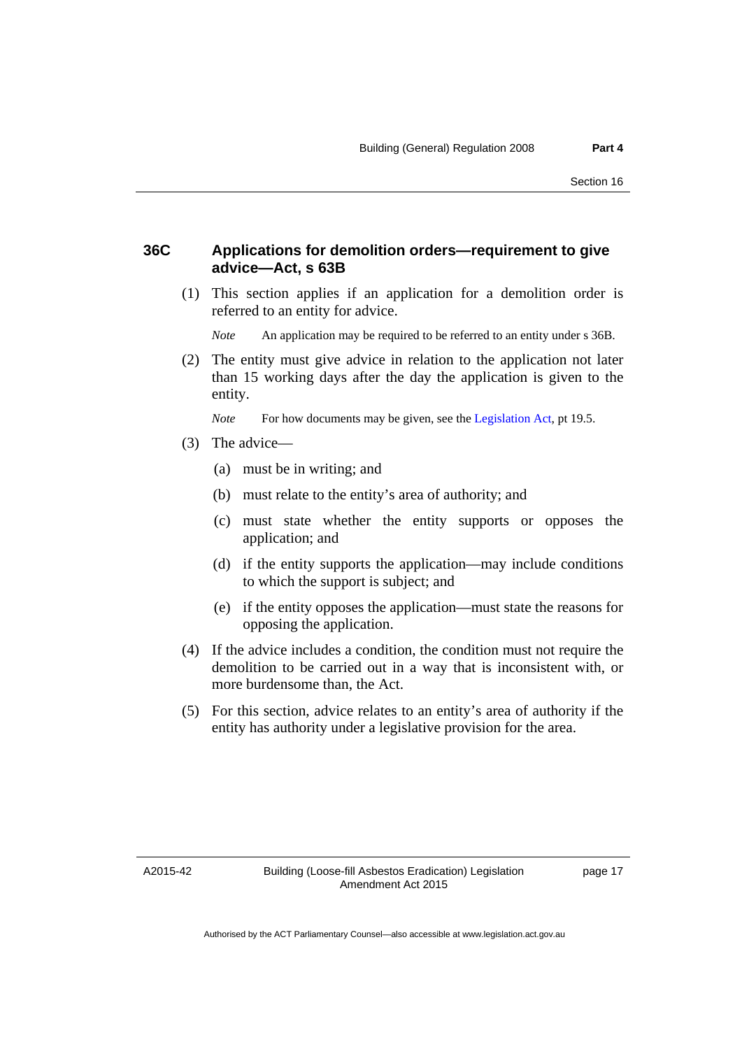### 36C Applications for demolition orders—requirement to give advice—Act, s 63B

(1) This section applies if an application for a demolition order is referred to an entity for advice.

*Note* An application may be required to be referred to an entity under s 36B.

(2) The entity must give advice in relation to the application not later than 15 working days after the day the application is given to the entity.

*Note* For how documents may be given, see the Legislation Act, pt 19.5.

(3) The advice—

(a) must be in writing; and

(b) must relate to the entity's area of authority; and

(c) must state whether the entity supports or opposes the application; and

(d) if the entity supports the application—may include conditions to which the support is subject; and

(e) if the entity opposes the application—must state the reasons for opposing the application.

(4) If the advice includes a condition, the condition must not require the demolition to be carried out in a way that is inconsistent with, or more burdensome than, the Act.

(5) For this section, advice relates to an entity's area of authority if the entity has authority under a legislative provision for the area.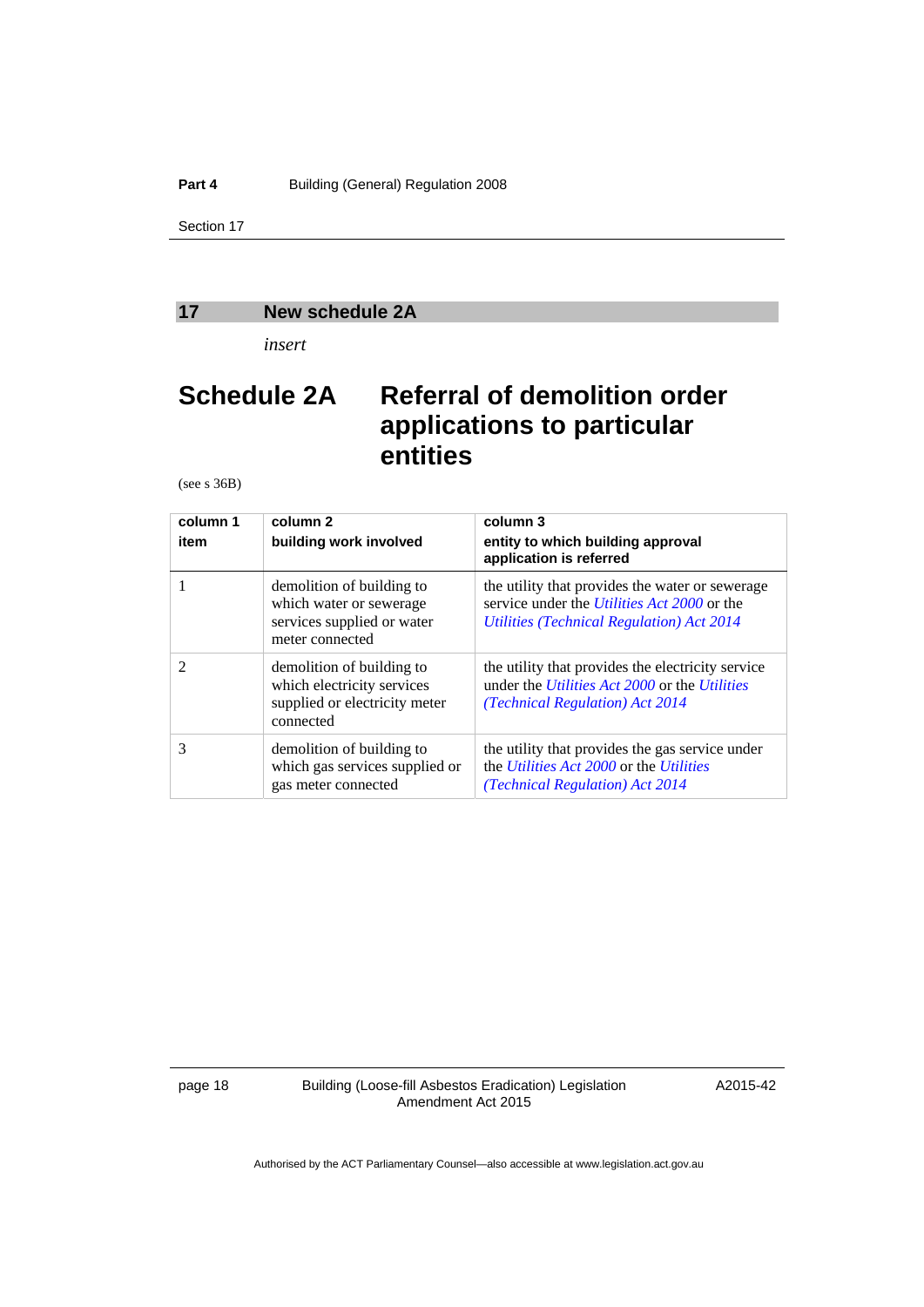## 17 New schedule 2A

*insert*

# Schedule 2A Referral of demolition order applications to particular entities

(see s 36B)

| column 1 item | column 2 building work involved | column 3 entity to which building approval application is referred |
|---|---|---|
| 1 | demolition of building to which water or sewerage services supplied or water meter connected | the utility that provides the water or sewerage service under the *Utilities Act 2000* or the *Utilities (Technical Regulation) Act 2014* |
| 2 | demolition of building to which electricity services supplied or electricity meter connected | the utility that provides the electricity service under the *Utilities Act 2000* or the *Utilities (Technical Regulation) Act 2014* |
| 3 | demolition of building to which gas services supplied or gas meter connected | the utility that provides the gas service under the *Utilities Act 2000* or the *Utilities (Technical Regulation) Act 2014* |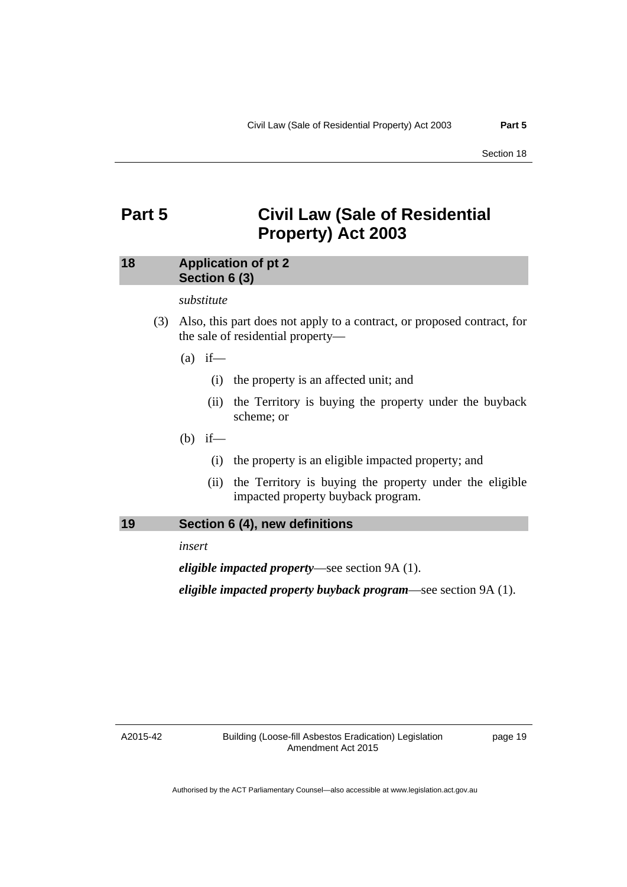# Part 5 Civil Law (Sale of Residential Property) Act 2003

## 18 Application of pt 2
## Section 6 (3)

*substitute*

(3) Also, this part does not apply to a contract, or proposed contract, for the sale of residential property—

(a) if—

(i) the property is an affected unit; and

(ii) the Territory is buying the property under the buyback scheme; or

(b) if—

(i) the property is an eligible impacted property; and

(ii) the Territory is buying the property under the eligible impacted property buyback program.

## 19 Section 6 (4), new definitions

*insert*

***eligible impacted property***—see section 9A (1).

***eligible impacted property buyback program***—see section 9A (1).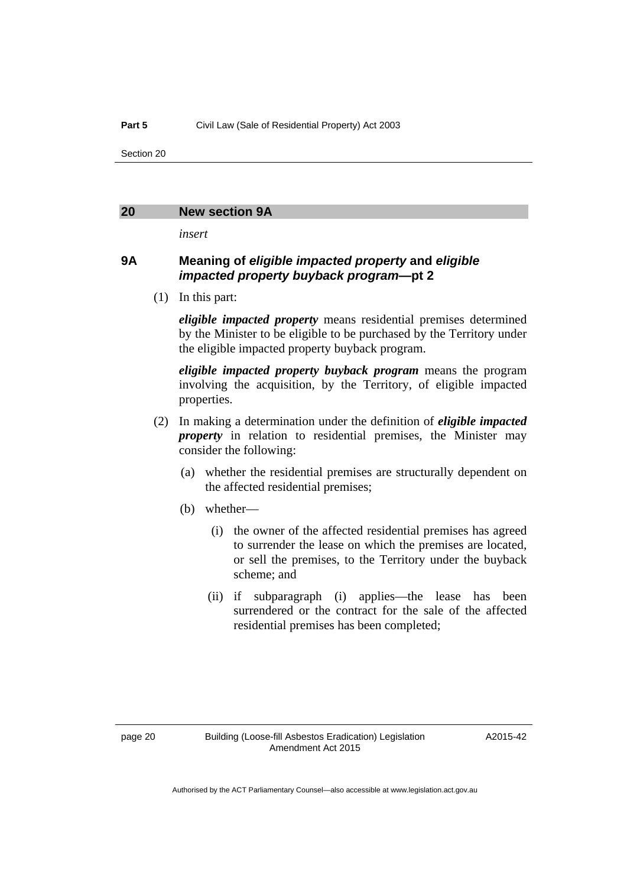## 20 New section 9A

*insert*

### 9A Meaning of *eligible impacted property* and *eligible impacted property buyback program*—pt 2

(1) In this part:

***eligible impacted property*** means residential premises determined by the Minister to be eligible to be purchased by the Territory under the eligible impacted property buyback program.

***eligible impacted property buyback program*** means the program involving the acquisition, by the Territory, of eligible impacted properties.

(2) In making a determination under the definition of ***eligible impacted property*** in relation to residential premises, the Minister may consider the following:

(a) whether the residential premises are structurally dependent on the affected residential premises;

(b) whether—

(i) the owner of the affected residential premises has agreed to surrender the lease on which the premises are located, or sell the premises, to the Territory under the buyback scheme; and

(ii) if subparagraph (i) applies—the lease has been surrendered or the contract for the sale of the affected residential premises has been completed;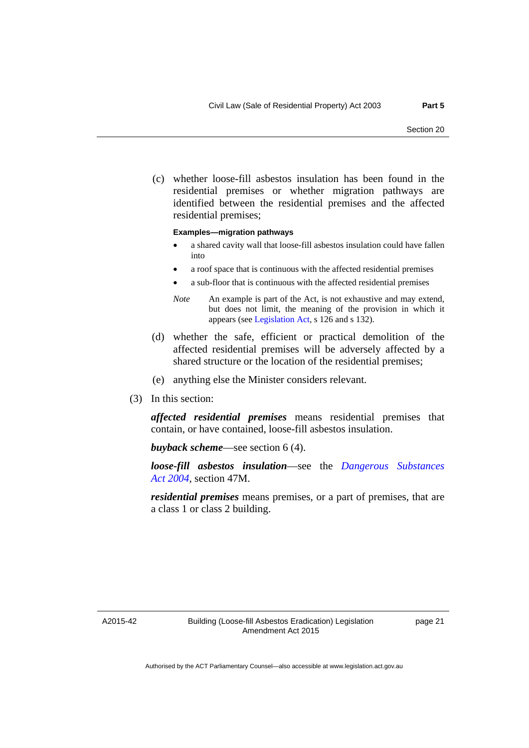(c) whether loose-fill asbestos insulation has been found in the residential premises or whether migration pathways are identified between the residential premises and the affected residential premises;

**Examples—migration pathways**

- a shared cavity wall that loose-fill asbestos insulation could have fallen into
- a roof space that is continuous with the affected residential premises
- a sub-floor that is continuous with the affected residential premises

*Note* An example is part of the Act, is not exhaustive and may extend, but does not limit, the meaning of the provision in which it appears (see Legislation Act, s 126 and s 132).

(d) whether the safe, efficient or practical demolition of the affected residential premises will be adversely affected by a shared structure or the location of the residential premises;

(e) anything else the Minister considers relevant.

(3) In this section:

***affected residential premises*** means residential premises that contain, or have contained, loose-fill asbestos insulation.

***buyback scheme***—see section 6 (4).

***loose-fill asbestos insulation***—see the *Dangerous Substances Act 2004*, section 47M.

***residential premises*** means premises, or a part of premises, that are a class 1 or class 2 building.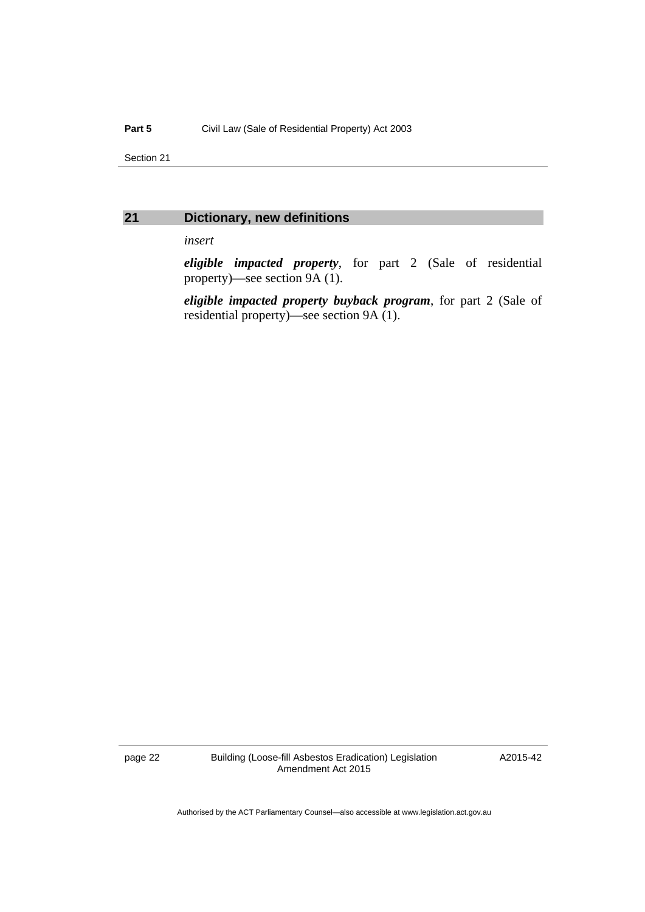## 21 Dictionary, new definitions

*insert*

***eligible impacted property***, for part 2 (Sale of residential property)—see section 9A (1).

***eligible impacted property buyback program***, for part 2 (Sale of residential property)—see section 9A (1).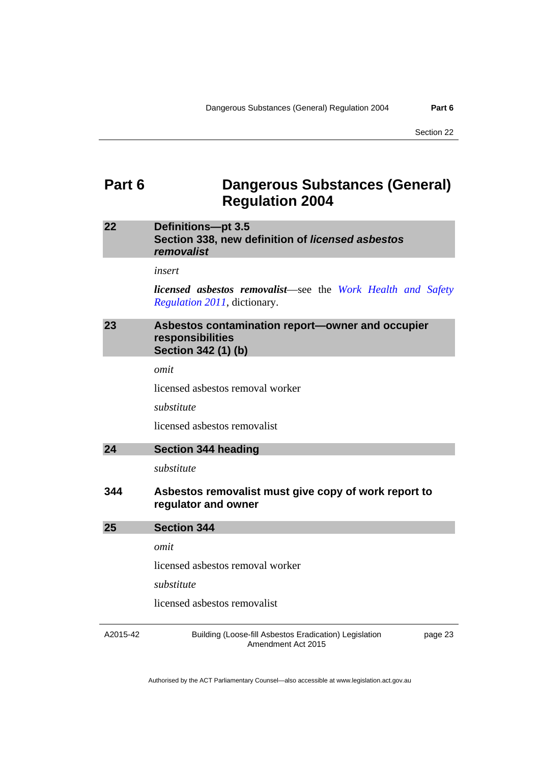# Part 6 Dangerous Substances (General) Regulation 2004

## 22 Definitions—pt 3.5
## Section 338, new definition of *licensed asbestos removalist*

*insert*

***licensed asbestos removalist***—see the *Work Health and Safety Regulation 2011*, dictionary.

## 23 Asbestos contamination report—owner and occupier responsibilities
## Section 342 (1) (b)

*omit*

licensed asbestos removal worker

*substitute*

licensed asbestos removalist

## 24 Section 344 heading

*substitute*

**344 Asbestos removalist must give copy of work report to regulator and owner**

## 25 Section 344

*omit*

licensed asbestos removal worker

*substitute*

licensed asbestos removalist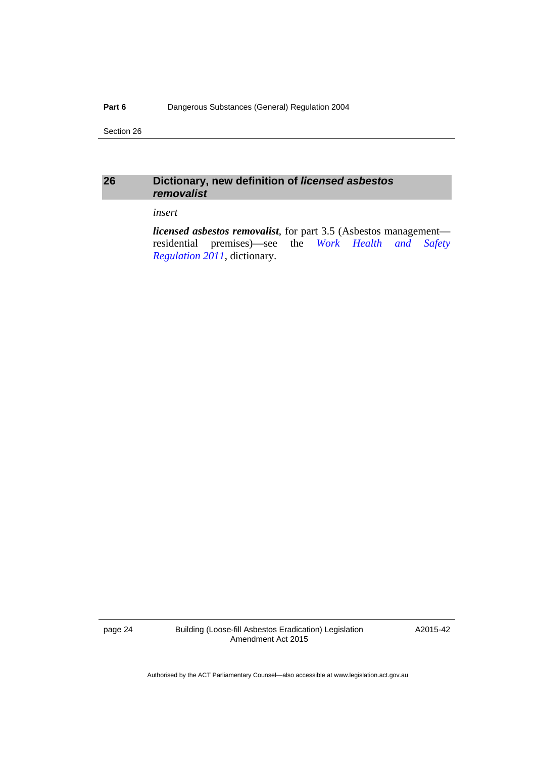## 26 Dictionary, new definition of *licensed asbestos removalist*

*insert*

***licensed asbestos removalist***, for part 3.5 (Asbestos management—residential premises)—see the *Work Health and Safety Regulation 2011*, dictionary.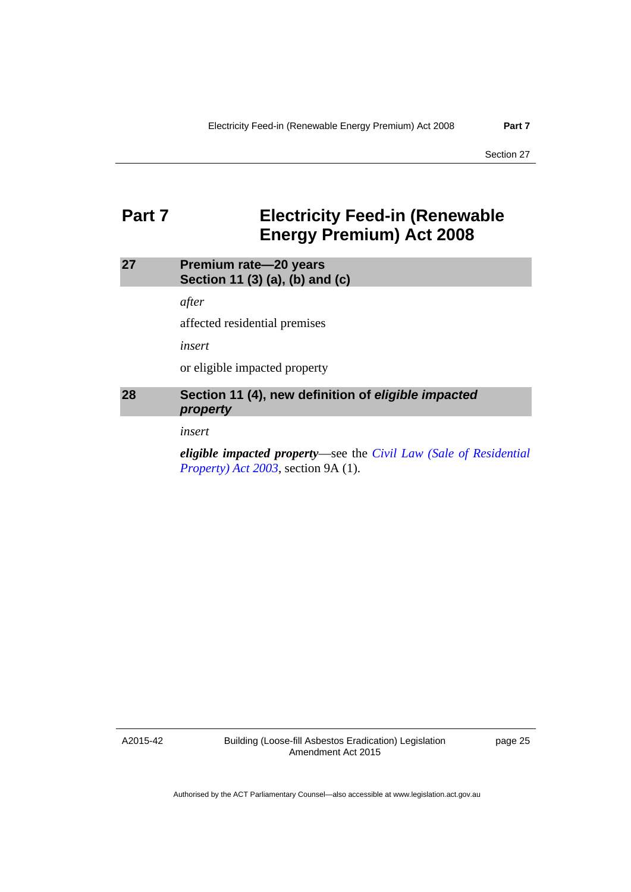# Part 7 Electricity Feed-in (Renewable Energy Premium) Act 2008

## 27 Premium rate—20 years Section 11 (3) (a), (b) and (c)

*after*

affected residential premises

*insert*

or eligible impacted property

## 28 Section 11 (4), new definition of *eligible impacted property*

*insert*

***eligible impacted property***—see the *Civil Law (Sale of Residential Property) Act 2003*, section 9A (1).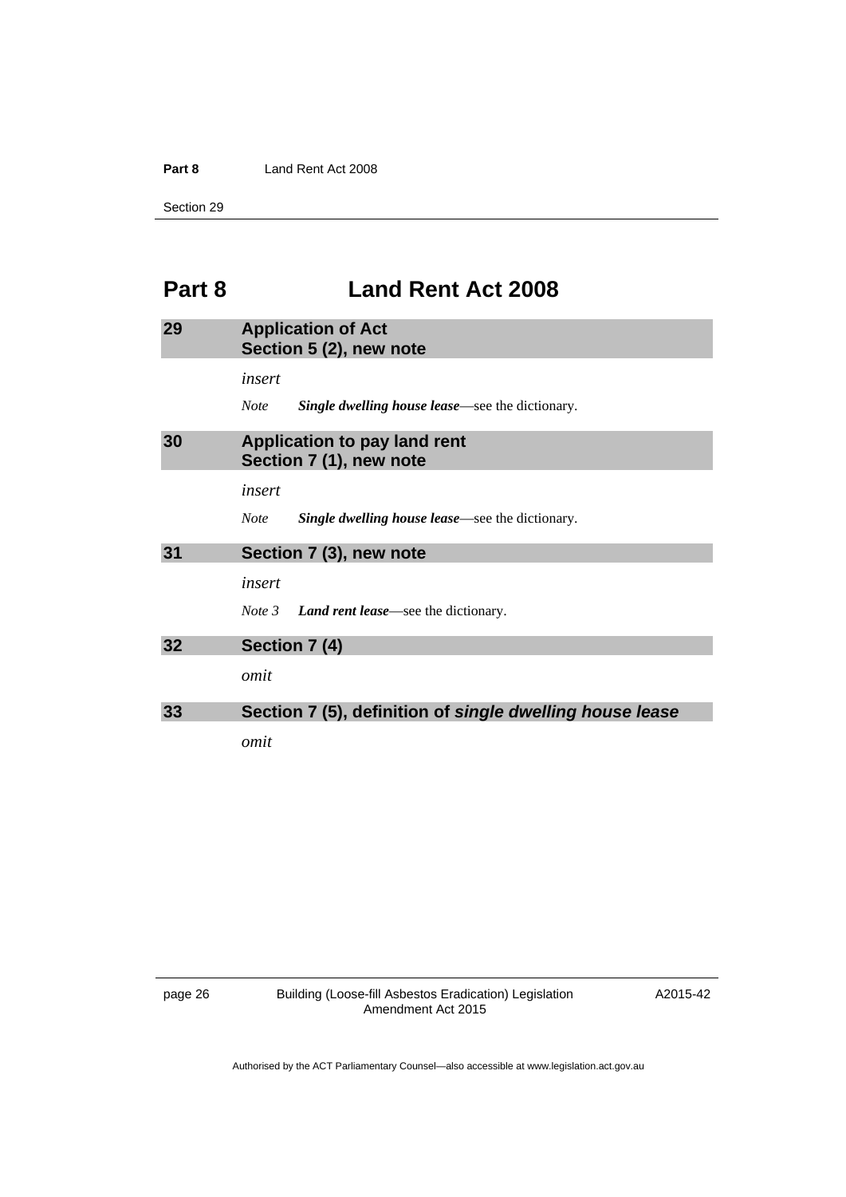# Part 8 Land Rent Act 2008

## 29 Application of Act
## Section 5 (2), new note

*insert*

*Note* ***Single dwelling house lease***—see the dictionary.

## 30 Application to pay land rent
## Section 7 (1), new note

*insert*

*Note* ***Single dwelling house lease***—see the dictionary.

## 31 Section 7 (3), new note

*insert*

*Note 3* ***Land rent lease***—see the dictionary.

## 32 Section 7 (4)

*omit*

## 33 Section 7 (5), definition of *single dwelling house lease*

*omit*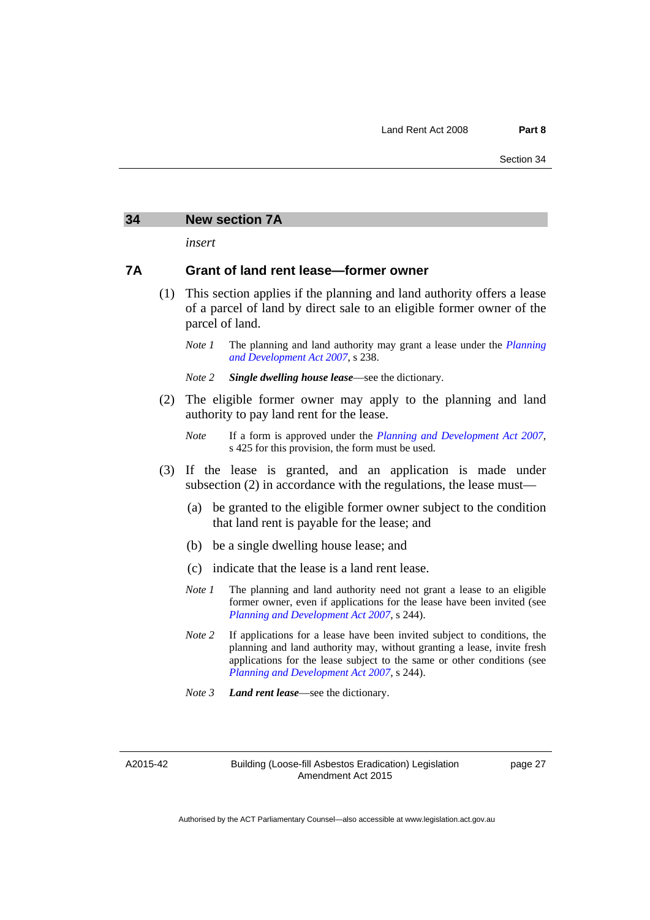## 34 New section 7A

*insert*

### 7A Grant of land rent lease—former owner

(1) This section applies if the planning and land authority offers a lease of a parcel of land by direct sale to an eligible former owner of the parcel of land.

*Note 1* The planning and land authority may grant a lease under the *Planning and Development Act 2007*, s 238.

*Note 2* ***Single dwelling house lease***—see the dictionary.

(2) The eligible former owner may apply to the planning and land authority to pay land rent for the lease.

*Note* If a form is approved under the *Planning and Development Act 2007*, s 425 for this provision, the form must be used.

(3) If the lease is granted, and an application is made under subsection (2) in accordance with the regulations, the lease must—

(a) be granted to the eligible former owner subject to the condition that land rent is payable for the lease; and

(b) be a single dwelling house lease; and

(c) indicate that the lease is a land rent lease.

*Note 1* The planning and land authority need not grant a lease to an eligible former owner, even if applications for the lease have been invited (see *Planning and Development Act 2007*, s 244).

*Note 2* If applications for a lease have been invited subject to conditions, the planning and land authority may, without granting a lease, invite fresh applications for the lease subject to the same or other conditions (see *Planning and Development Act 2007*, s 244).

*Note 3* ***Land rent lease***—see the dictionary.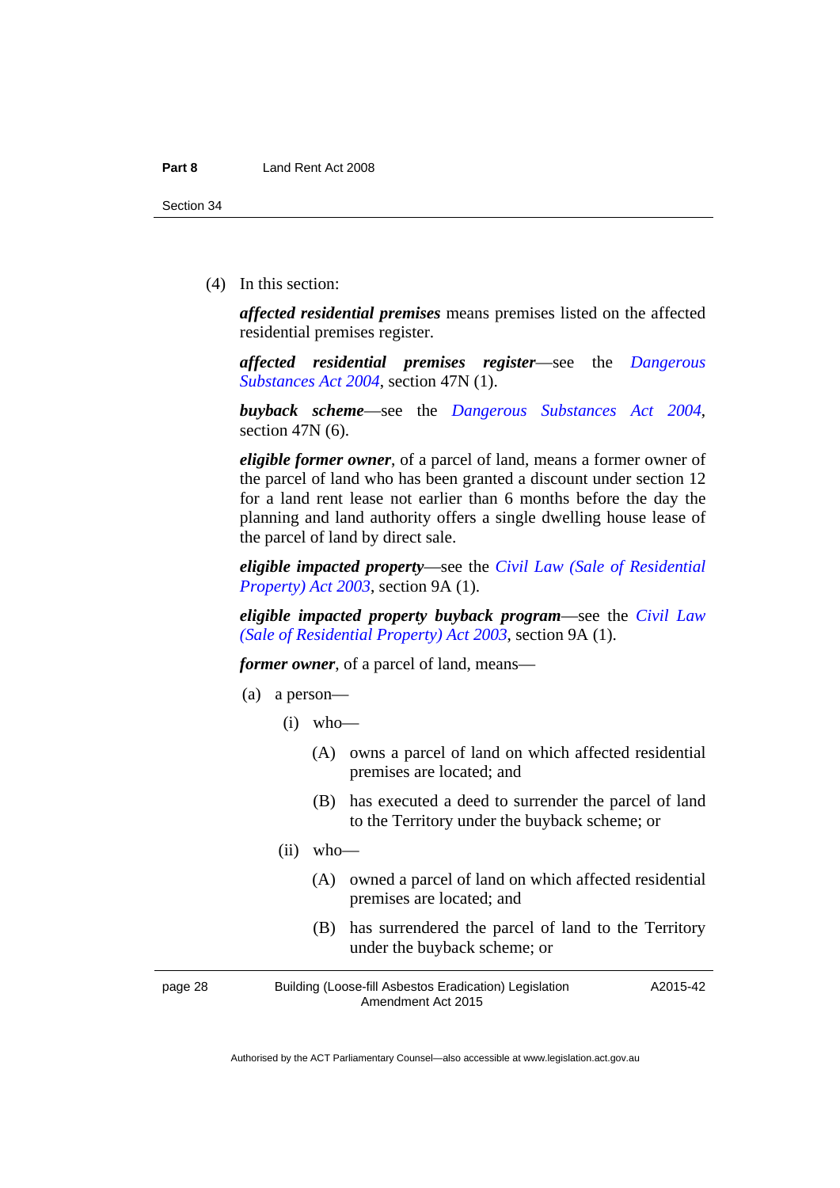(4) In this section:

***affected residential premises*** means premises listed on the affected residential premises register.

***affected residential premises register***—see the *Dangerous Substances Act 2004*, section 47N (1).

***buyback scheme***—see the *Dangerous Substances Act 2004*, section 47N (6).

***eligible former owner***, of a parcel of land, means a former owner of the parcel of land who has been granted a discount under section 12 for a land rent lease not earlier than 6 months before the day the planning and land authority offers a single dwelling house lease of the parcel of land by direct sale.

***eligible impacted property***—see the *Civil Law (Sale of Residential Property) Act 2003*, section 9A (1).

***eligible impacted property buyback program***—see the *Civil Law (Sale of Residential Property) Act 2003*, section 9A (1).

***former owner***, of a parcel of land, means—

(a) a person—

(i) who—

(A) owns a parcel of land on which affected residential premises are located; and

(B) has executed a deed to surrender the parcel of land to the Territory under the buyback scheme; or

(ii) who—

(A) owned a parcel of land on which affected residential premises are located; and

(B) has surrendered the parcel of land to the Territory under the buyback scheme; or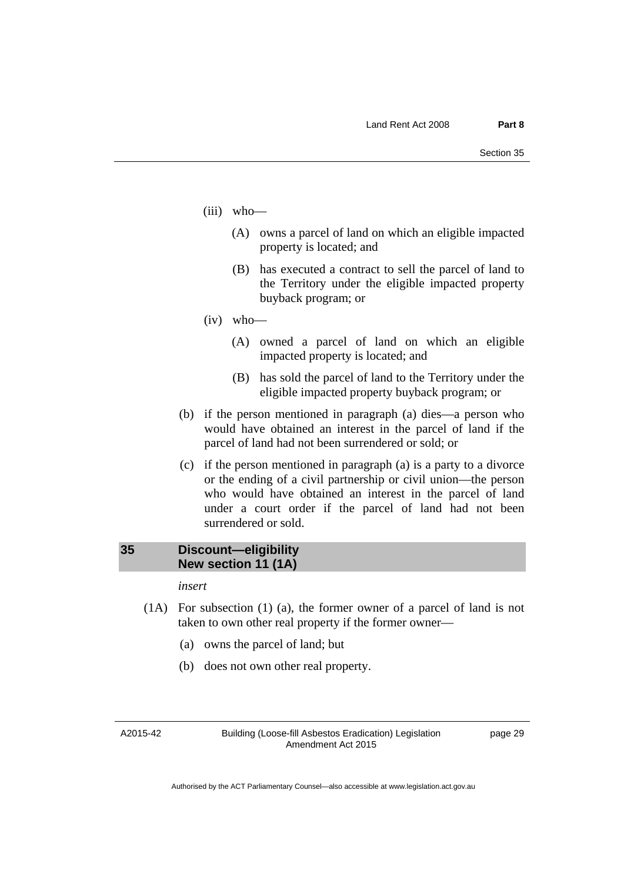(iii) who—

(A) owns a parcel of land on which an eligible impacted property is located; and

(B) has executed a contract to sell the parcel of land to the Territory under the eligible impacted property buyback program; or

(iv) who—

(A) owned a parcel of land on which an eligible impacted property is located; and

(B) has sold the parcel of land to the Territory under the eligible impacted property buyback program; or

(b) if the person mentioned in paragraph (a) dies—a person who would have obtained an interest in the parcel of land if the parcel of land had not been surrendered or sold; or

(c) if the person mentioned in paragraph (a) is a party to a divorce or the ending of a civil partnership or civil union—the person who would have obtained an interest in the parcel of land under a court order if the parcel of land had not been surrendered or sold.

## 35 Discount—eligibility New section 11 (1A)

*insert*

(1A) For subsection (1) (a), the former owner of a parcel of land is not taken to own other real property if the former owner—

(a) owns the parcel of land; but

(b) does not own other real property.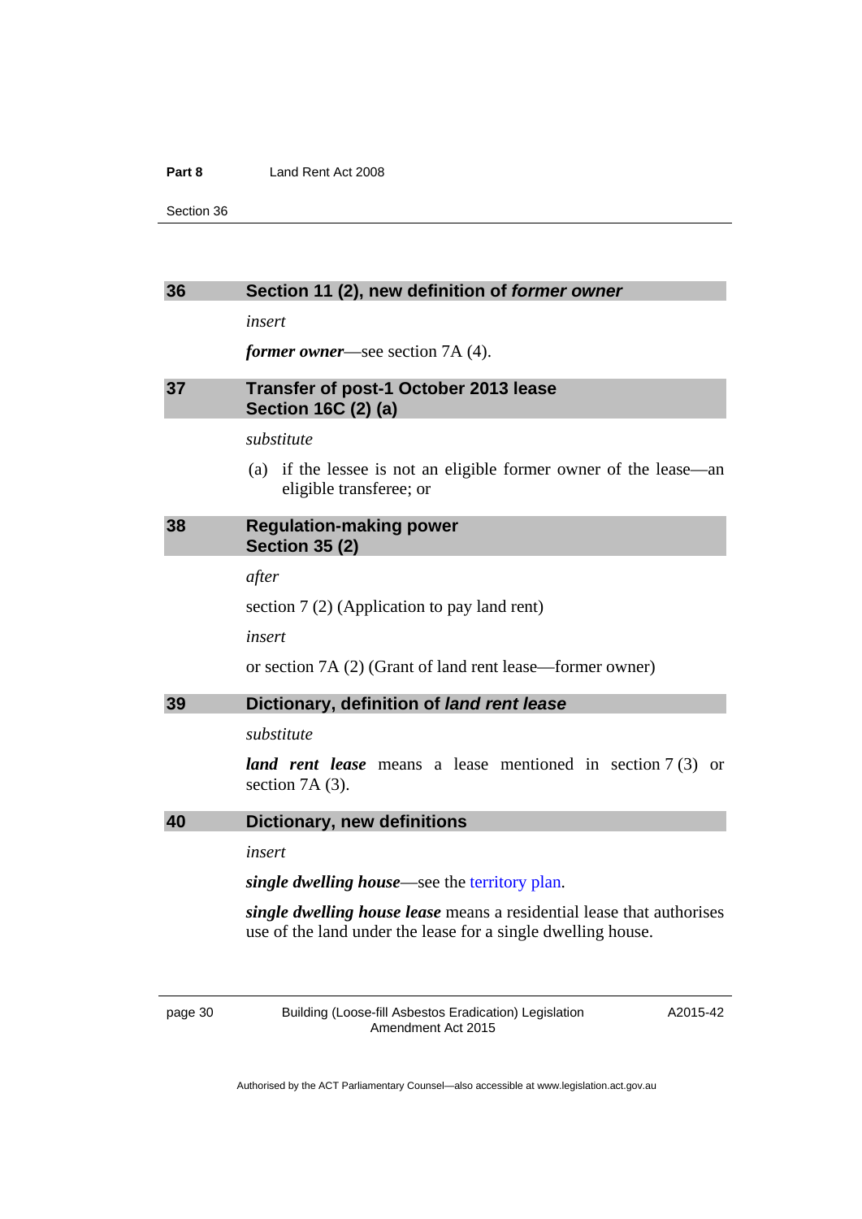## 36 Section 11 (2), new definition of *former owner*

*insert*

***former owner***—see section 7A (4).

## 37 Transfer of post-1 October 2013 lease Section 16C (2) (a)

*substitute*

(a) if the lessee is not an eligible former owner of the lease—an eligible transferee; or

## 38 Regulation-making power Section 35 (2)

*after*

section 7 (2) (Application to pay land rent)

*insert*

or section 7A (2) (Grant of land rent lease—former owner)

## 39 Dictionary, definition of *land rent lease*

*substitute*

***land rent lease*** means a lease mentioned in section 7 (3) or section 7A (3).

## 40 Dictionary, new definitions

*insert*

***single dwelling house***—see the territory plan.

***single dwelling house lease*** means a residential lease that authorises use of the land under the lease for a single dwelling house.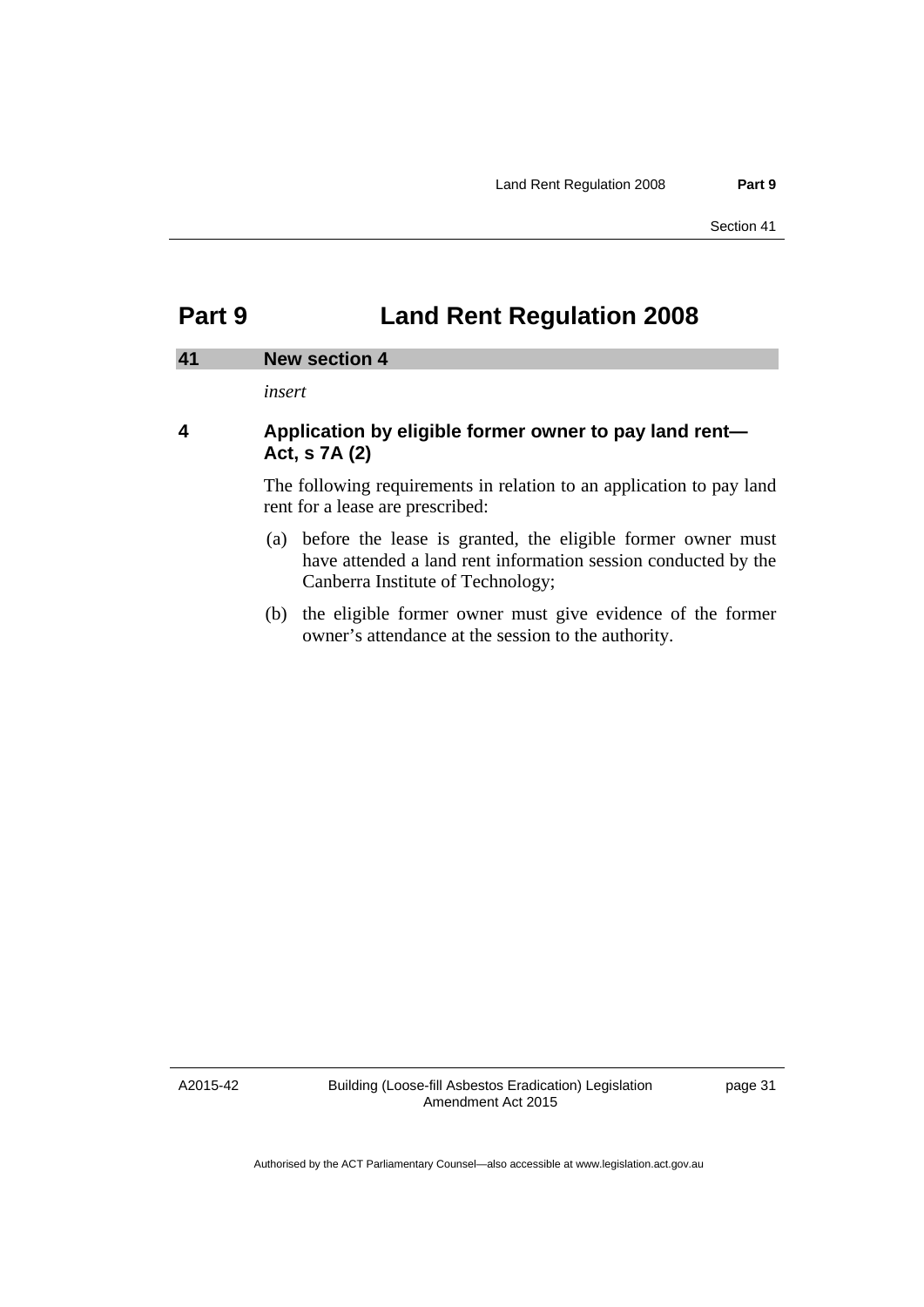# Part 9 Land Rent Regulation 2008

## 41 New section 4

*insert*

### 4 Application by eligible former owner to pay land rent—Act, s 7A (2)

The following requirements in relation to an application to pay land rent for a lease are prescribed:

(a) before the lease is granted, the eligible former owner must have attended a land rent information session conducted by the Canberra Institute of Technology;

(b) the eligible former owner must give evidence of the former owner's attendance at the session to the authority.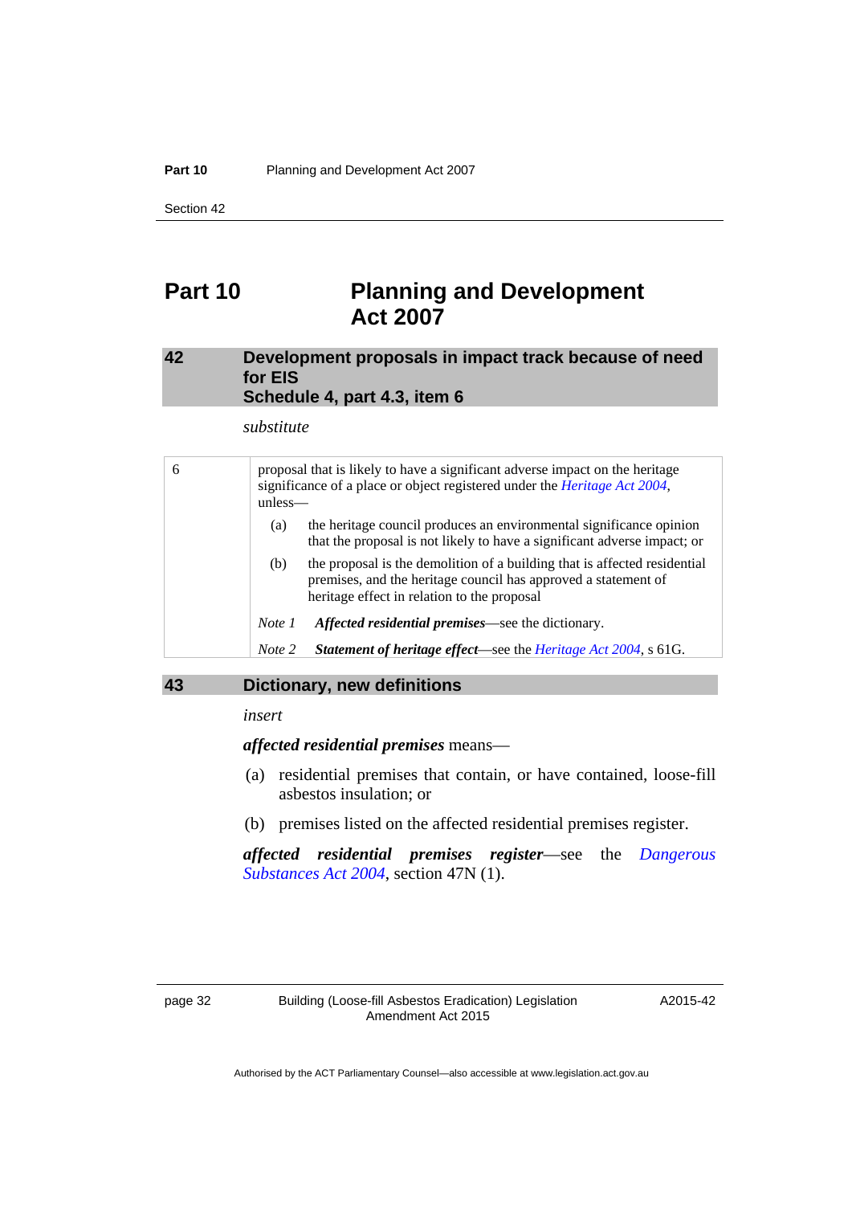# Part 10 Planning and Development Act 2007

## 42 Development proposals in impact track because of need for EIS Schedule 4, part 4.3, item 6

*substitute*

| 6 | proposal that is likely to have a significant adverse impact on the heritage significance of a place or object registered under the *Heritage Act 2004*, unless—<br>(a) the heritage council produces an environmental significance opinion that the proposal is not likely to have a significant adverse impact; or<br>(b) the proposal is the demolition of a building that is affected residential premises, and the heritage council has approved a statement of heritage effect in relation to the proposal<br>*Note 1* ***Affected residential premises***—see the dictionary.<br>*Note 2* ***Statement of heritage effect***—see the *Heritage Act 2004*, s 61G. |
|---|---|

## 43 Dictionary, new definitions

*insert*

***affected residential premises*** means—

(a) residential premises that contain, or have contained, loose-fill asbestos insulation; or

(b) premises listed on the affected residential premises register.

***affected residential premises register***—see the *Dangerous Substances Act 2004*, section 47N (1).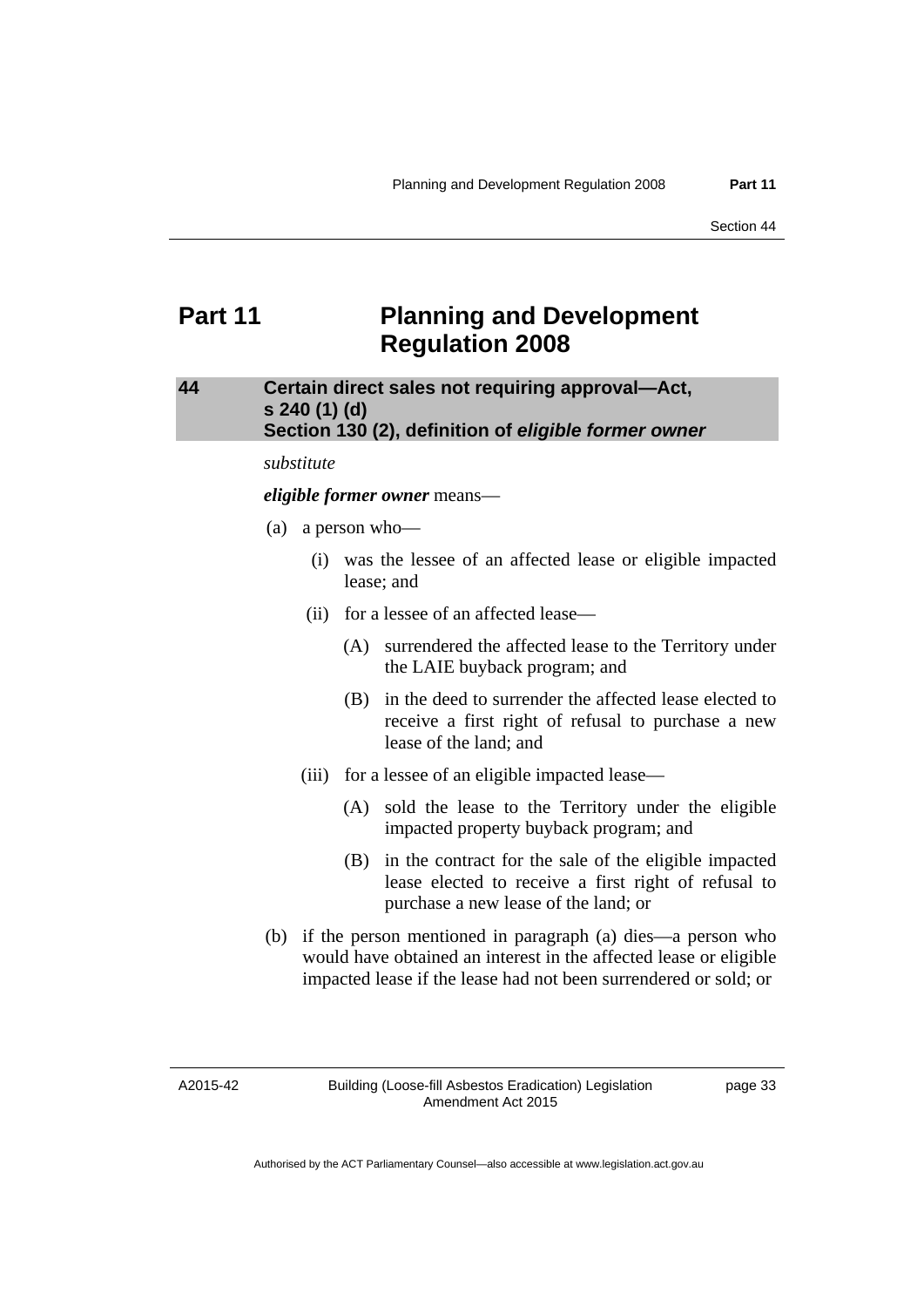# Part 11 Planning and Development Regulation 2008

## 44 Certain direct sales not requiring approval—Act, s 240 (1) (d) Section 130 (2), definition of *eligible former owner*

*substitute*

***eligible former owner*** means—

(a) a person who—

(i) was the lessee of an affected lease or eligible impacted lease; and

(ii) for a lessee of an affected lease—

(A) surrendered the affected lease to the Territory under the LAIE buyback program; and

(B) in the deed to surrender the affected lease elected to receive a first right of refusal to purchase a new lease of the land; and

(iii) for a lessee of an eligible impacted lease—

(A) sold the lease to the Territory under the eligible impacted property buyback program; and

(B) in the contract for the sale of the eligible impacted lease elected to receive a first right of refusal to purchase a new lease of the land; or

(b) if the person mentioned in paragraph (a) dies—a person who would have obtained an interest in the affected lease or eligible impacted lease if the lease had not been surrendered or sold; or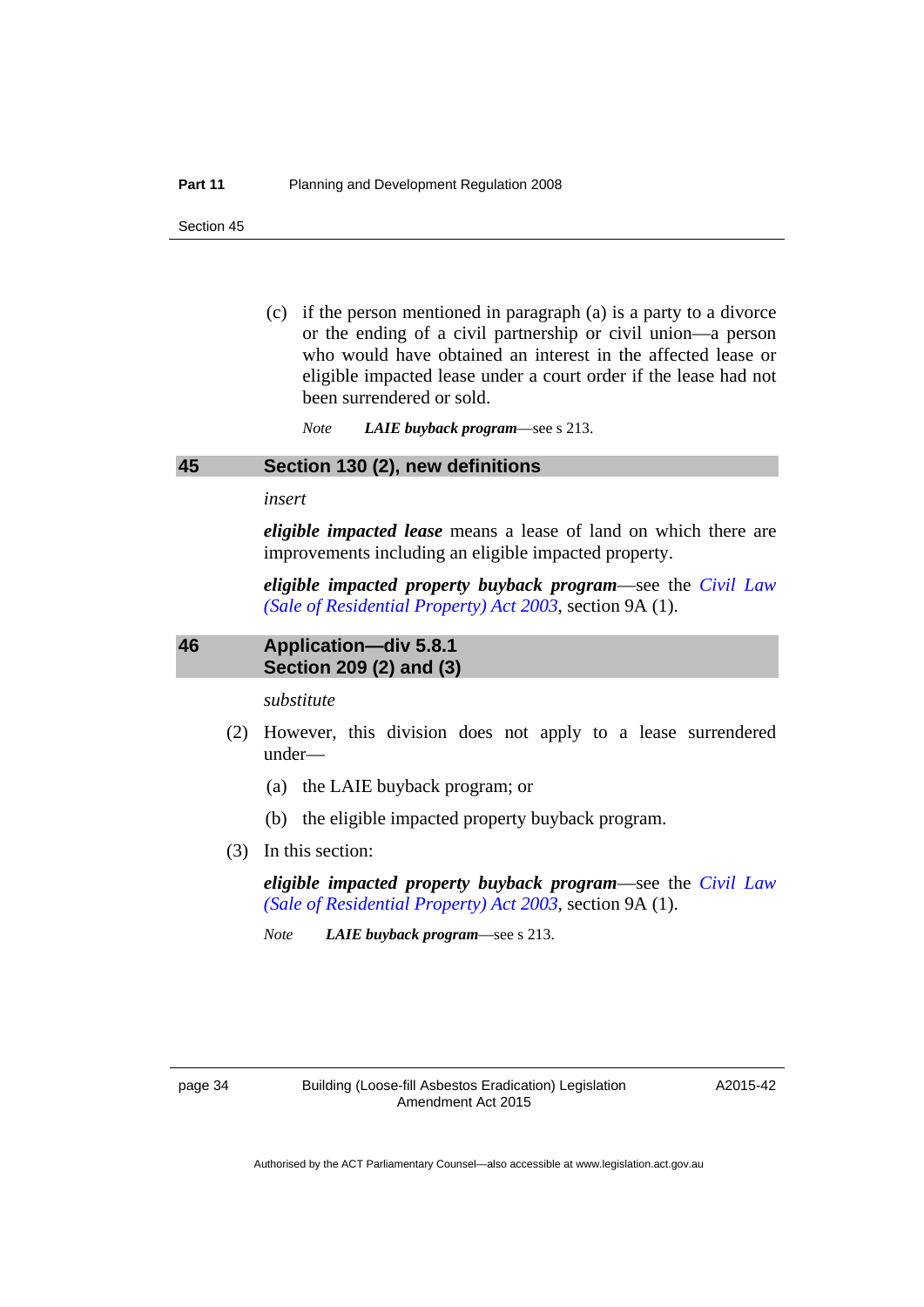(c) if the person mentioned in paragraph (a) is a party to a divorce or the ending of a civil partnership or civil union—a person who would have obtained an interest in the affected lease or eligible impacted lease under a court order if the lease had not been surrendered or sold.

*Note* ***LAIE buyback program***—see s 213.

## 45 Section 130 (2), new definitions

*insert*

***eligible impacted lease*** means a lease of land on which there are improvements including an eligible impacted property.

***eligible impacted property buyback program***—see the *Civil Law (Sale of Residential Property) Act 2003*, section 9A (1).

## 46 Application—div 5.8.1 Section 209 (2) and (3)

*substitute*

(2) However, this division does not apply to a lease surrendered under—

(a) the LAIE buyback program; or

(b) the eligible impacted property buyback program.

(3) In this section:

***eligible impacted property buyback program***—see the *Civil Law (Sale of Residential Property) Act 2003*, section 9A (1).

*Note* ***LAIE buyback program***—see s 213.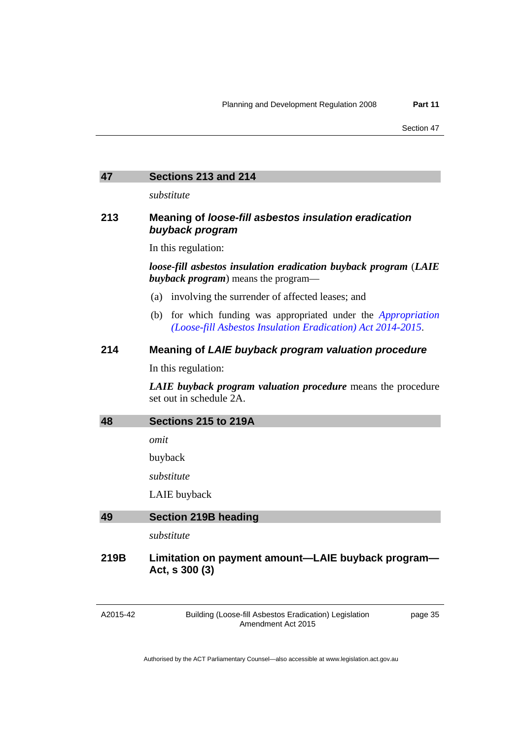## 47 Sections 213 and 214

*substitute*

### 213 Meaning of *loose-fill asbestos insulation eradication buyback program*

In this regulation:

***loose-fill asbestos insulation eradication buyback program*** (***LAIE buyback program***) means the program—

(a) involving the surrender of affected leases; and

(b) for which funding was appropriated under the *Appropriation (Loose-fill Asbestos Insulation Eradication) Act 2014-2015*.

### 214 Meaning of *LAIE buyback program valuation procedure*

In this regulation:

***LAIE buyback program valuation procedure*** means the procedure set out in schedule 2A.

## 48 Sections 215 to 219A

*omit*

buyback

*substitute*

LAIE buyback

## 49 Section 219B heading

*substitute*

### 219B Limitation on payment amount—LAIE buyback program—Act, s 300 (3)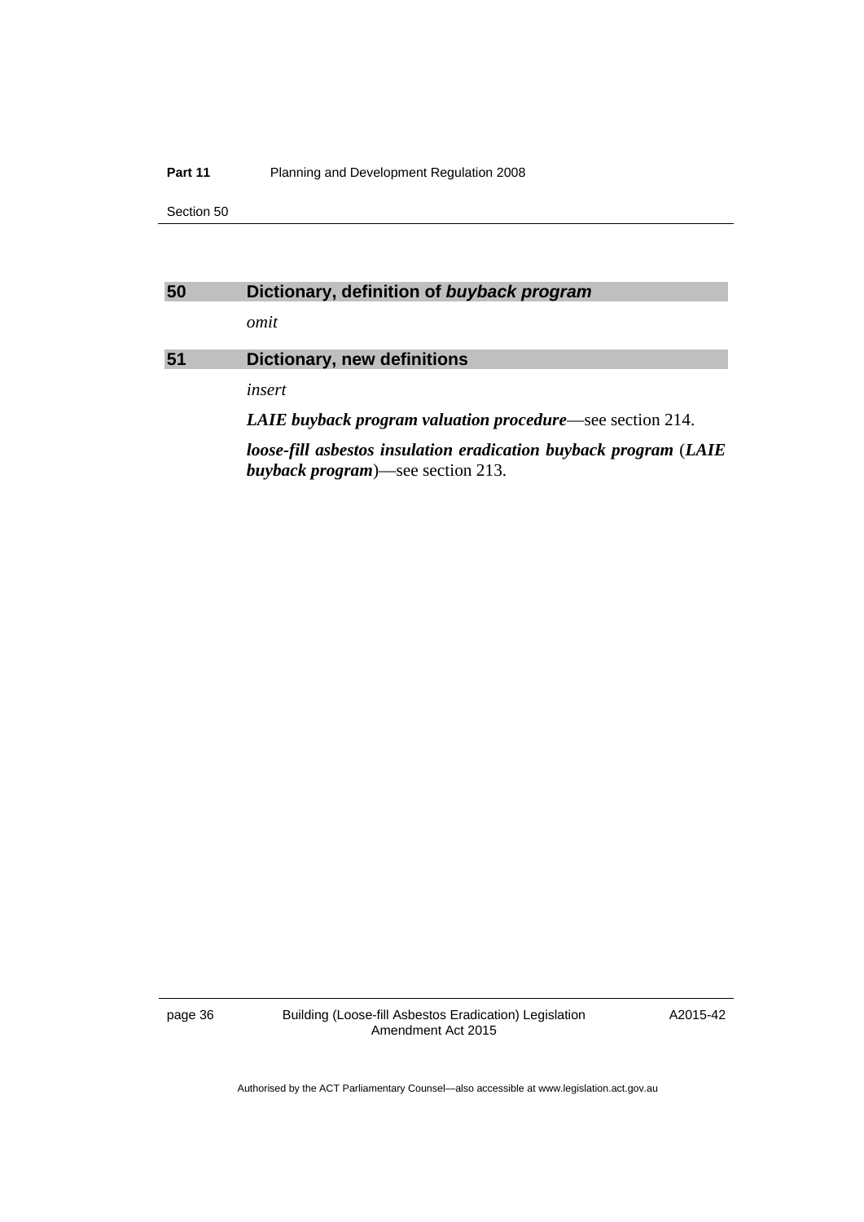## 50 Dictionary, definition of *buyback program*

*omit*

## 51 Dictionary, new definitions

*insert*

***LAIE buyback program valuation procedure***—see section 214.

***loose-fill asbestos insulation eradication buyback program*** (***LAIE buyback program***)—see section 213.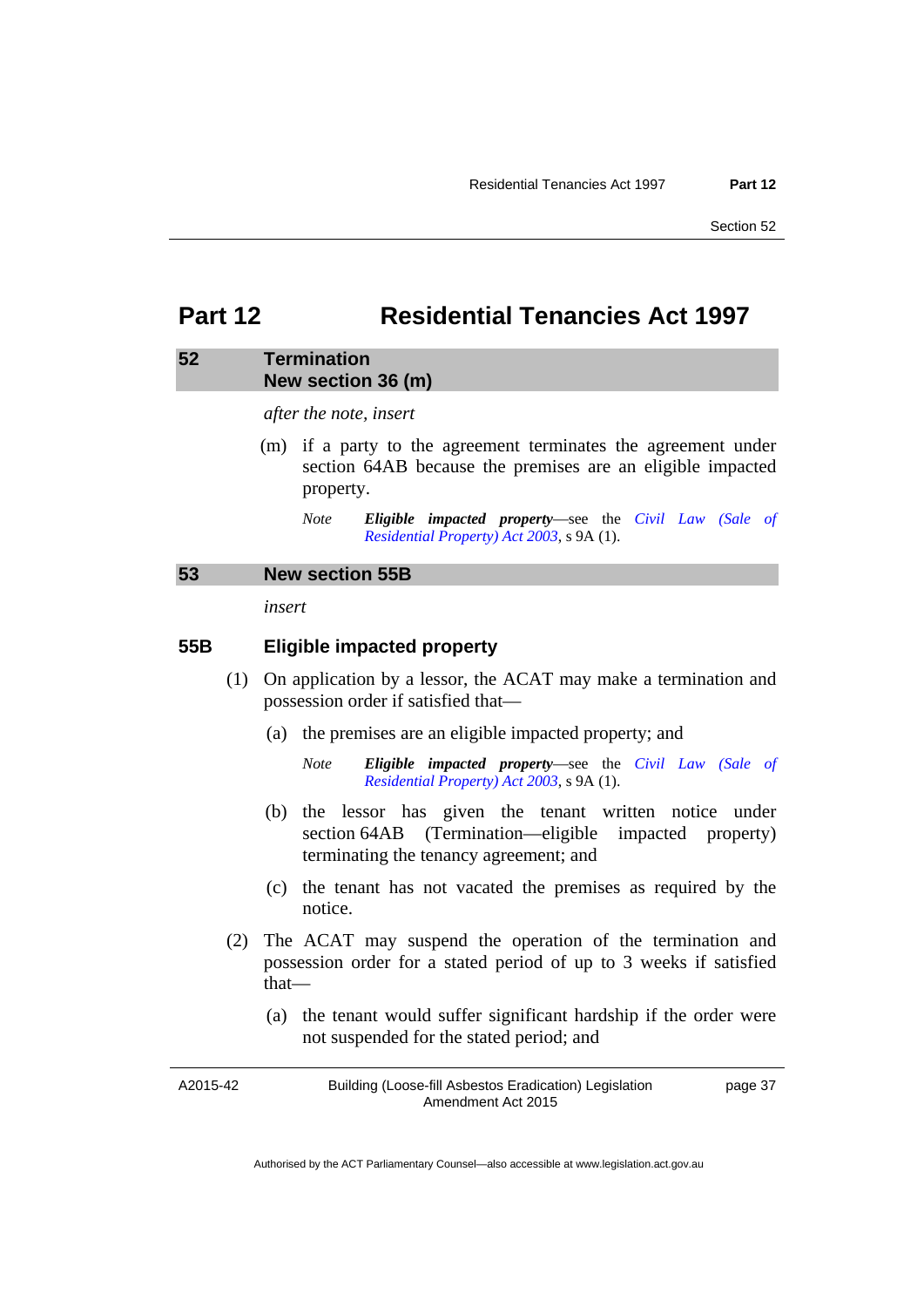# Part 12 Residential Tenancies Act 1997

## 52 Termination New section 36 (m)

*after the note, insert*

(m) if a party to the agreement terminates the agreement under section 64AB because the premises are an eligible impacted property.

*Note* ***Eligible impacted property***—see the *Civil Law (Sale of Residential Property) Act 2003*, s 9A (1).

## 53 New section 55B

*insert*

### 55B Eligible impacted property

(1) On application by a lessor, the ACAT may make a termination and possession order if satisfied that—

(a) the premises are an eligible impacted property; and

*Note* ***Eligible impacted property***—see the *Civil Law (Sale of Residential Property) Act 2003*, s 9A (1).

(b) the lessor has given the tenant written notice under section 64AB (Termination—eligible impacted property) terminating the tenancy agreement; and

(c) the tenant has not vacated the premises as required by the notice.

(2) The ACAT may suspend the operation of the termination and possession order for a stated period of up to 3 weeks if satisfied that—

(a) the tenant would suffer significant hardship if the order were not suspended for the stated period; and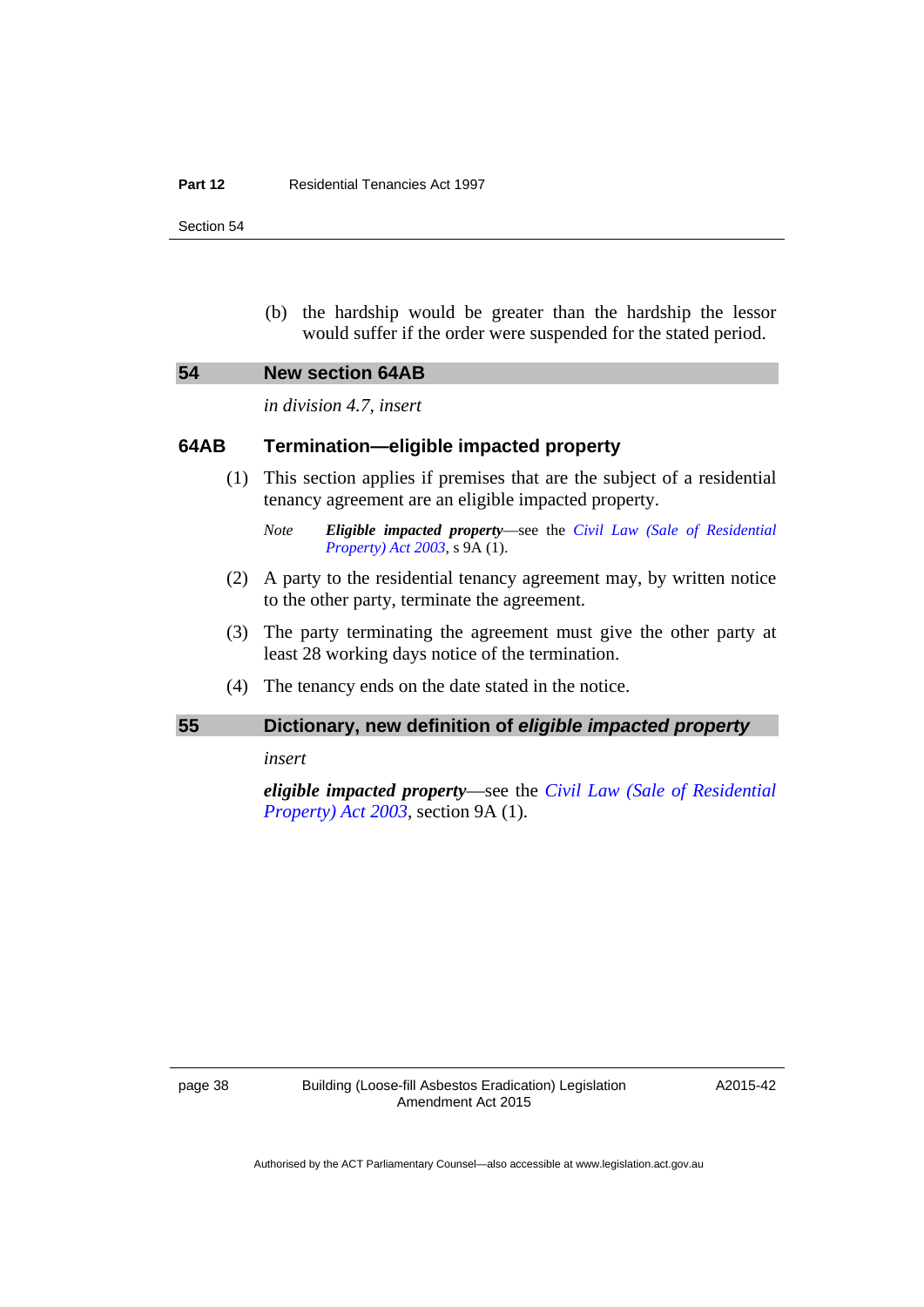(b) the hardship would be greater than the hardship the lessor would suffer if the order were suspended for the stated period.

## 54 New section 64AB

*in division 4.7, insert*

### 64AB Termination—eligible impacted property

(1) This section applies if premises that are the subject of a residential tenancy agreement are an eligible impacted property.

*Note* ***Eligible impacted property***—see the *Civil Law (Sale of Residential Property) Act 2003*, s 9A (1).

(2) A party to the residential tenancy agreement may, by written notice to the other party, terminate the agreement.

(3) The party terminating the agreement must give the other party at least 28 working days notice of the termination.

(4) The tenancy ends on the date stated in the notice.

## 55 Dictionary, new definition of *eligible impacted property*

*insert*

***eligible impacted property***—see the *Civil Law (Sale of Residential Property) Act 2003*, section 9A (1).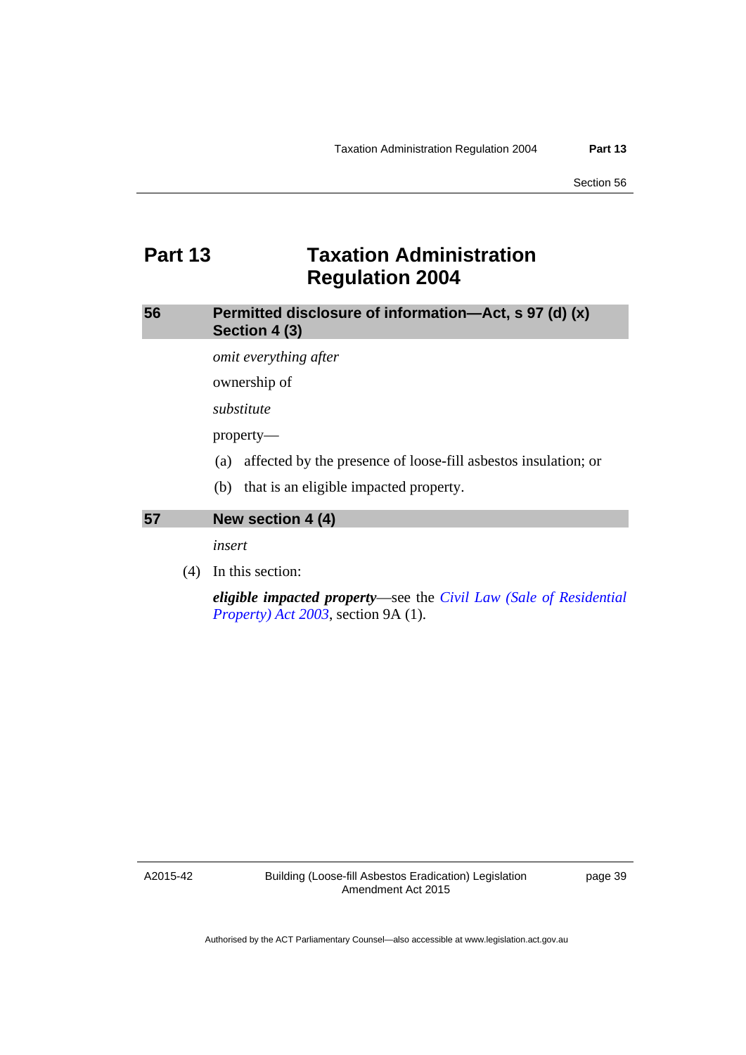# Part 13 Taxation Administration Regulation 2004

## 56 Permitted disclosure of information—Act, s 97 (d) (x) Section 4 (3)

*omit everything after*

ownership of

*substitute*

property—

(a) affected by the presence of loose-fill asbestos insulation; or

(b) that is an eligible impacted property.

## 57 New section 4 (4)

*insert*

(4) In this section:

***eligible impacted property***—see the *Civil Law (Sale of Residential Property) Act 2003*, section 9A (1).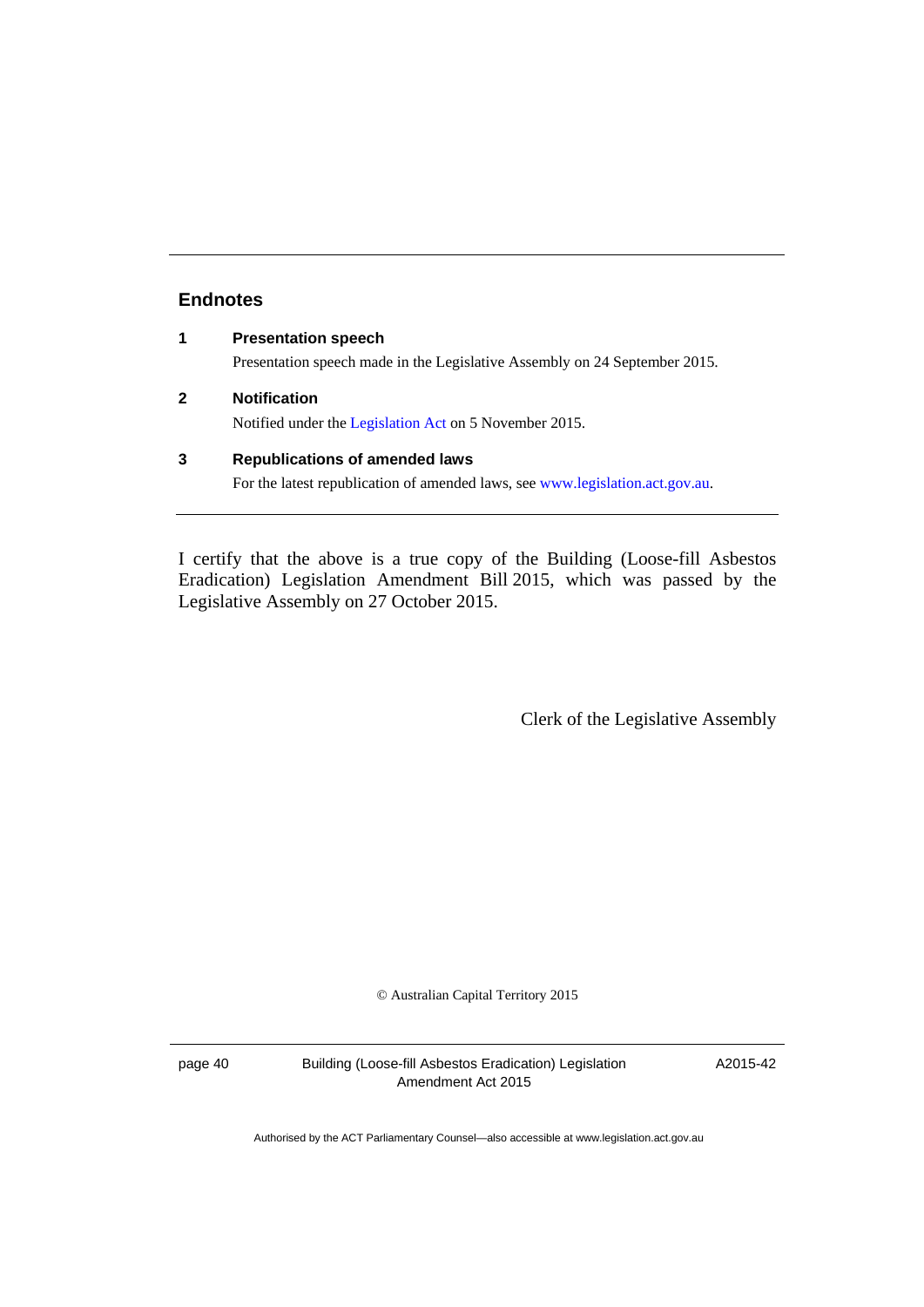## Endnotes

**1 Presentation speech**

Presentation speech made in the Legislative Assembly on 24 September 2015.

**2 Notification**

Notified under the Legislation Act on 5 November 2015.

**3 Republications of amended laws**

For the latest republication of amended laws, see www.legislation.act.gov.au.

---

I certify that the above is a true copy of the Building (Loose-fill Asbestos Eradication) Legislation Amendment Bill 2015, which was passed by the Legislative Assembly on 27 October 2015.

Clerk of the Legislative Assembly

© Australian Capital Territory 2015